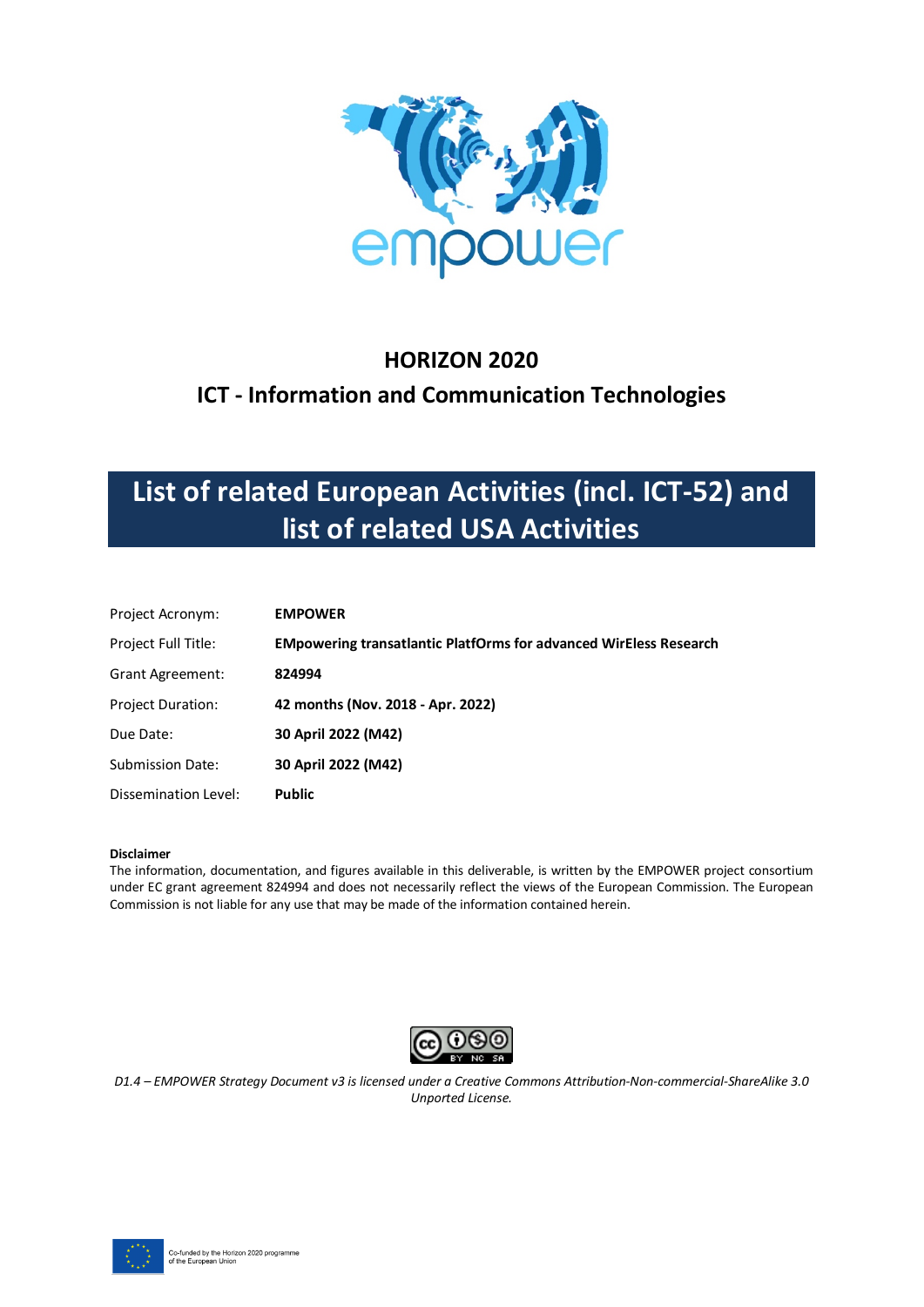empower

# HORIZON 2020

## ICT - Information and Communication Technologies

# List of related European Activities (incl. ICT-52) and list of related USA Activities

| | |
|---|---|
| Project Acronym: | **EMPOWER** |
| Project Full Title: | **EMpowering transatlantic PlatfOrms for advanced WirEless Research** |
| Grant Agreement: | **824994** |
| Project Duration: | **42 months (Nov. 2018 - Apr. 2022)** |
| Due Date: | **30 April 2022 (M42)** |
| Submission Date: | **30 April 2022 (M42)** |
| Dissemination Level: | **Public** |

**Disclaimer**

The information, documentation, and figures available in this deliverable, is written by the EMPOWER project consortium under EC grant agreement 824994 and does not necessarily reflect the views of the European Commission. The European Commission is not liable for any use that may be made of the information contained herein.

*D1.4 – EMPOWER Strategy Document v3 is licensed under a Creative Commons Attribution-Non-commercial-ShareAlike 3.0 Unported License.*

Co-funded by the Horizon 2020 programme of the European Union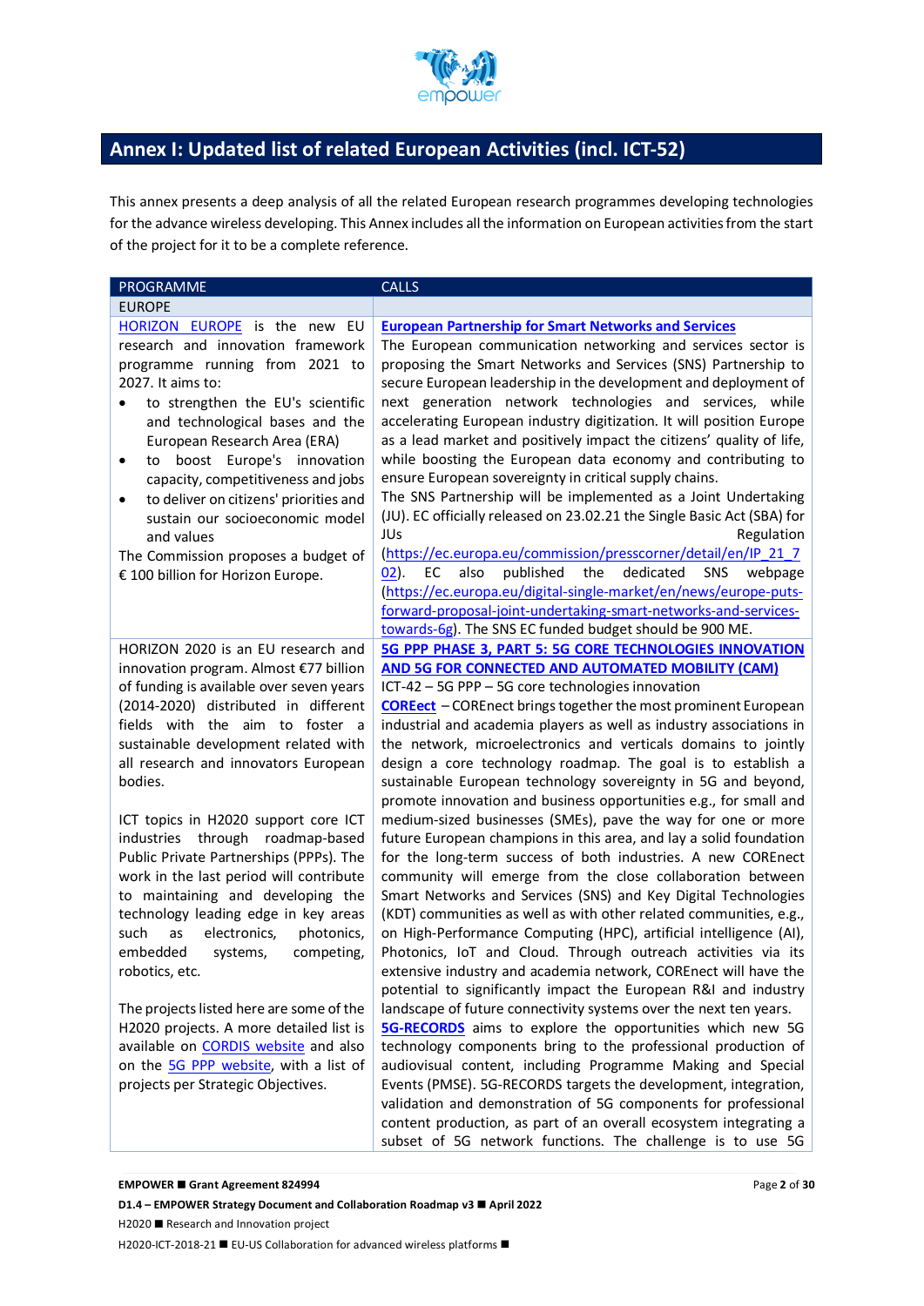# Annex I: Updated list of related European Activities (incl. ICT-52)

This annex presents a deep analysis of all the related European research programmes developing technologies for the advance wireless developing. This Annex includes all the information on European activities from the start of the project for it to be a complete reference.

| PROGRAMME | CALLS |
|---|---|
| EUROPE | |
| HORIZON EUROPE is the new EU research and innovation framework programme running from 2021 to 2027. It aims to:<br>• to strengthen the EU's scientific and technological bases and the European Research Area (ERA)<br>• to boost Europe's innovation capacity, competitiveness and jobs<br>• to deliver on citizens' priorities and sustain our socioeconomic model and values<br>The Commission proposes a budget of € 100 billion for Horizon Europe. | **European Partnership for Smart Networks and Services**<br>The European communication networking and services sector is proposing the Smart Networks and Services (SNS) Partnership to secure European leadership in the development and deployment of next generation network technologies and services, while accelerating European industry digitization. It will position Europe as a lead market and positively impact the citizens' quality of life, while boosting the European data economy and contributing to ensure European sovereignty in critical supply chains.<br>The SNS Partnership will be implemented as a Joint Undertaking (JU). EC officially released on 23.02.21 the Single Basic Act (SBA) for JUs Regulation (https://ec.europa.eu/commission/presscorner/detail/en/IP_21_702). EC also published the dedicated SNS webpage (https://ec.europa.eu/digital-single-market/en/news/europe-puts-forward-proposal-joint-undertaking-smart-networks-and-services-towards-6g). The SNS EC funded budget should be 900 ME. |
| HORIZON 2020 is an EU research and innovation program. Almost €77 billion of funding is available over seven years (2014-2020) distributed in different fields with the aim to foster a sustainable development related with all research and innovators European bodies.<br><br>ICT topics in H2020 support core ICT industries through roadmap-based Public Private Partnerships (PPPs). The work in the last period will contribute to maintaining and developing the technology leading edge in key areas such as electronics, photonics, embedded systems, competing, robotics, etc.<br><br>The projects listed here are some of the H2020 projects. A more detailed list is available on CORDIS website and also on the 5G PPP website, with a list of projects per Strategic Objectives. | **5G PPP PHASE 3, PART 5: 5G CORE TECHNOLOGIES INNOVATION AND 5G FOR CONNECTED AND AUTOMATED MOBILITY (CAM)**<br>ICT-42 – 5G PPP – 5G core technologies innovation<br>**COREect** – COREnect brings together the most prominent European industrial and academia players as well as industry associations in the network, microelectronics and verticals domains to jointly design a core technology roadmap. The goal is to establish a sustainable European technology sovereignty in 5G and beyond, promote innovation and business opportunities e.g., for small and medium-sized businesses (SMEs), pave the way for one or more future European champions in this area, and lay a solid foundation for the long-term success of both industries. A new COREnect community will emerge from the close collaboration between Smart Networks and Services (SNS) and Key Digital Technologies (KDT) communities as well as with other related communities, e.g., on High-Performance Computing (HPC), artificial intelligence (AI), Photonics, IoT and Cloud. Through outreach activities via its extensive industry and academia network, COREnect will have the potential to significantly impact the European R&I and industry landscape of future connectivity systems over the next ten years.<br>**5G-RECORDS** aims to explore the opportunities which new 5G technology components bring to the professional production of audiovisual content, including Programme Making and Special Events (PMSE). 5G-RECORDS targets the development, integration, validation and demonstration of 5G components for professional content production, as part of an overall ecosystem integrating a subset of 5G network functions. The challenge is to use 5G |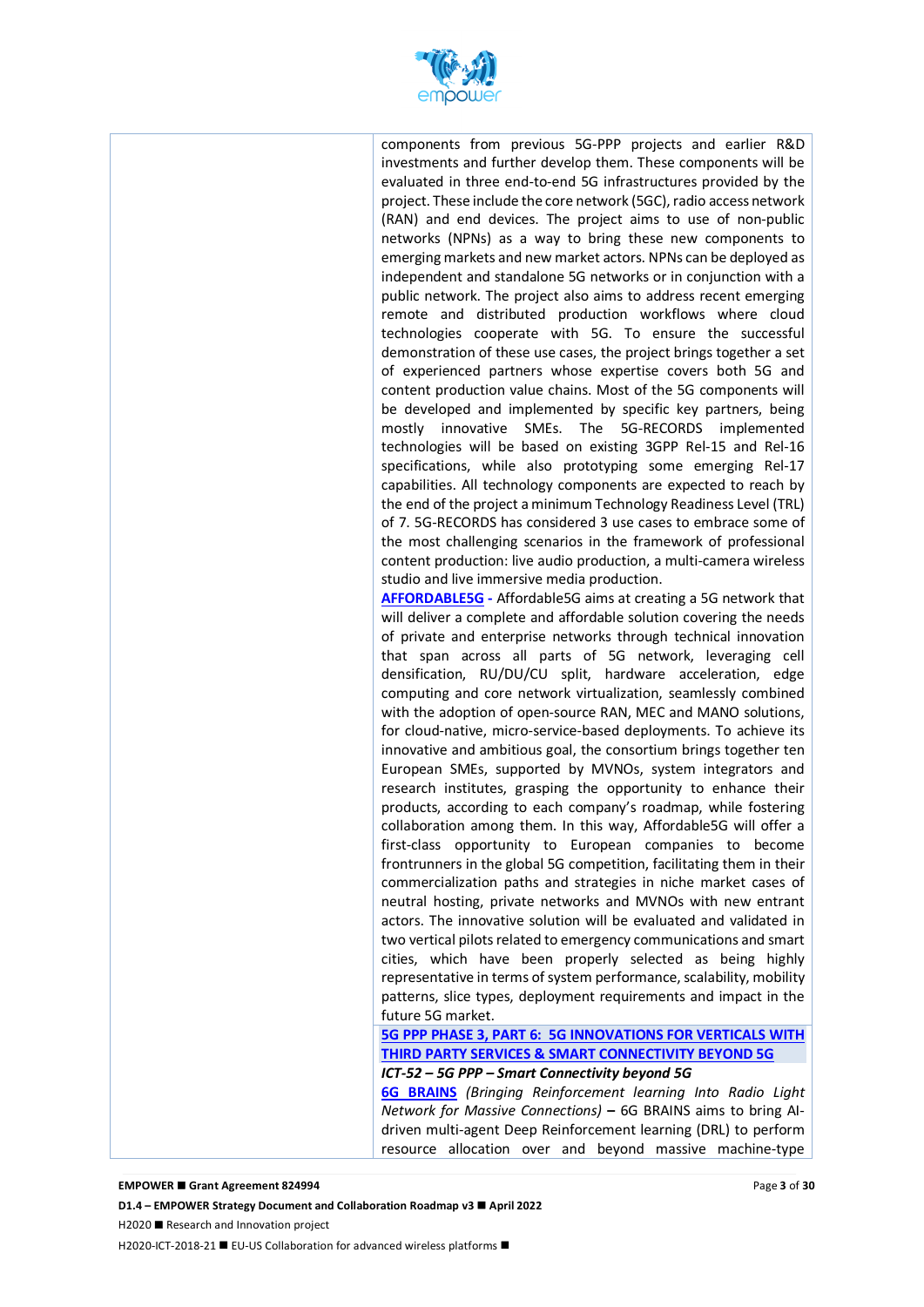components from previous 5G-PPP projects and earlier R&D investments and further develop them. These components will be evaluated in three end-to-end 5G infrastructures provided by the project. These include the core network (5GC), radio access network (RAN) and end devices. The project aims to use of non-public networks (NPNs) as a way to bring these new components to emerging markets and new market actors. NPNs can be deployed as independent and standalone 5G networks or in conjunction with a public network. The project also aims to address recent emerging remote and distributed production workflows where cloud technologies cooperate with 5G. To ensure the successful demonstration of these use cases, the project brings together a set of experienced partners whose expertise covers both 5G and content production value chains. Most of the 5G components will be developed and implemented by specific key partners, being mostly innovative SMEs. The 5G-RECORDS implemented technologies will be based on existing 3GPP Rel-15 and Rel-16 specifications, while also prototyping some emerging Rel-17 capabilities. All technology components are expected to reach by the end of the project a minimum Technology Readiness Level (TRL) of 7. 5G-RECORDS has considered 3 use cases to embrace some of the most challenging scenarios in the framework of professional content production: live audio production, a multi-camera wireless studio and live immersive media production.

**AFFORDABLE5G -** Affordable5G aims at creating a 5G network that will deliver a complete and affordable solution covering the needs of private and enterprise networks through technical innovation that span across all parts of 5G network, leveraging cell densification, RU/DU/CU split, hardware acceleration, edge computing and core network virtualization, seamlessly combined with the adoption of open-source RAN, MEC and MANO solutions, for cloud-native, micro-service-based deployments. To achieve its innovative and ambitious goal, the consortium brings together ten European SMEs, supported by MVNOs, system integrators and research institutes, grasping the opportunity to enhance their products, according to each company's roadmap, while fostering collaboration among them. In this way, Affordable5G will offer a first-class opportunity to European companies to become frontrunners in the global 5G competition, facilitating them in their commercialization paths and strategies in niche market cases of neutral hosting, private networks and MVNOs with new entrant actors. The innovative solution will be evaluated and validated in two vertical pilots related to emergency communications and smart cities, which have been properly selected as being highly representative in terms of system performance, scalability, mobility patterns, slice types, deployment requirements and impact in the future 5G market.

**5G PPP PHASE 3, PART 6: 5G INNOVATIONS FOR VERTICALS WITH THIRD PARTY SERVICES & SMART CONNECTIVITY BEYOND 5G**

***ICT-52 – 5G PPP – Smart Connectivity beyond 5G***

**6G BRAINS** *(Bringing Reinforcement learning Into Radio Light Network for Massive Connections)* **–** 6G BRAINS aims to bring AI-driven multi-agent Deep Reinforcement learning (DRL) to perform resource allocation over and beyond massive machine-type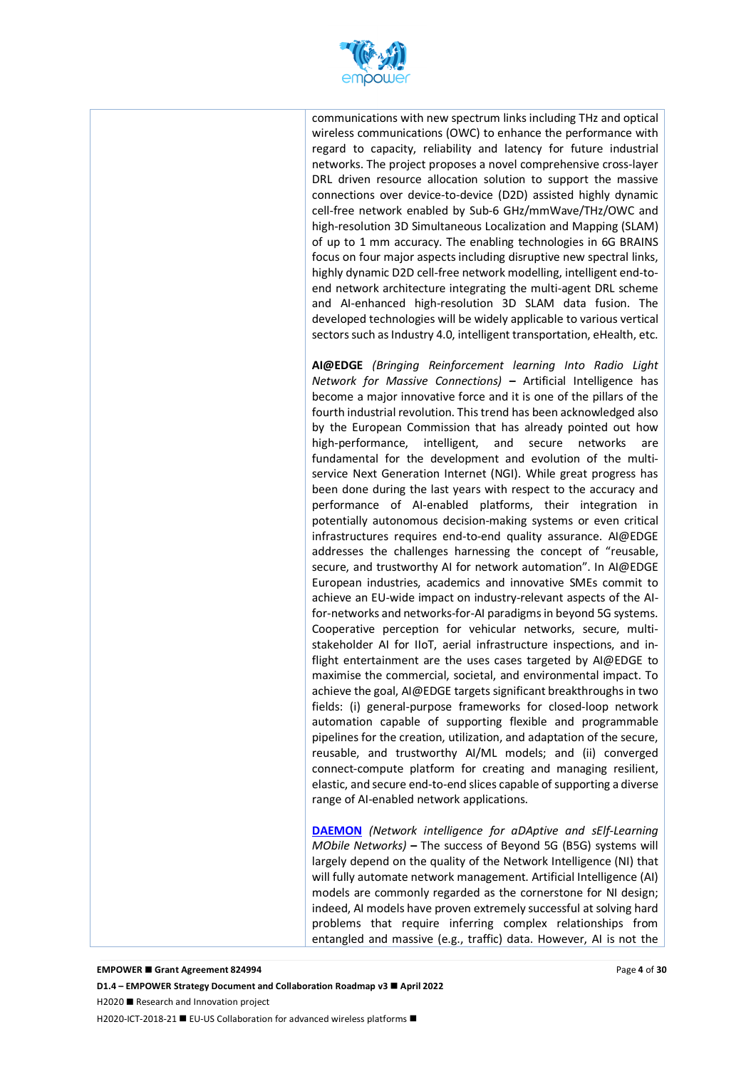communications with new spectrum links including THz and optical wireless communications (OWC) to enhance the performance with regard to capacity, reliability and latency for future industrial networks. The project proposes a novel comprehensive cross-layer DRL driven resource allocation solution to support the massive connections over device-to-device (D2D) assisted highly dynamic cell-free network enabled by Sub-6 GHz/mmWave/THz/OWC and high-resolution 3D Simultaneous Localization and Mapping (SLAM) of up to 1 mm accuracy. The enabling technologies in 6G BRAINS focus on four major aspects including disruptive new spectral links, highly dynamic D2D cell-free network modelling, intelligent end-to-end network architecture integrating the multi-agent DRL scheme and AI-enhanced high-resolution 3D SLAM data fusion. The developed technologies will be widely applicable to various vertical sectors such as Industry 4.0, intelligent transportation, eHealth, etc.

**AI@EDGE** *(Bringing Reinforcement learning Into Radio Light Network for Massive Connections)* **–** Artificial Intelligence has become a major innovative force and it is one of the pillars of the fourth industrial revolution. This trend has been acknowledged also by the European Commission that has already pointed out how high-performance, intelligent, and secure networks are fundamental for the development and evolution of the multi-service Next Generation Internet (NGI). While great progress has been done during the last years with respect to the accuracy and performance of AI-enabled platforms, their integration in potentially autonomous decision-making systems or even critical infrastructures requires end-to-end quality assurance. AI@EDGE addresses the challenges harnessing the concept of "reusable, secure, and trustworthy AI for network automation". In AI@EDGE European industries, academics and innovative SMEs commit to achieve an EU-wide impact on industry-relevant aspects of the AI-for-networks and networks-for-AI paradigms in beyond 5G systems. Cooperative perception for vehicular networks, secure, multi-stakeholder AI for IIoT, aerial infrastructure inspections, and in-flight entertainment are the uses cases targeted by AI@EDGE to maximise the commercial, societal, and environmental impact. To achieve the goal, AI@EDGE targets significant breakthroughs in two fields: (i) general-purpose frameworks for closed-loop network automation capable of supporting flexible and programmable pipelines for the creation, utilization, and adaptation of the secure, reusable, and trustworthy AI/ML models; and (ii) converged connect-compute platform for creating and managing resilient, elastic, and secure end-to-end slices capable of supporting a diverse range of AI-enabled network applications.

**DAEMON** *(Network intelligence for aDAptive and sElf-Learning MObile Networks)* **–** The success of Beyond 5G (B5G) systems will largely depend on the quality of the Network Intelligence (NI) that will fully automate network management. Artificial Intelligence (AI) models are commonly regarded as the cornerstone for NI design; indeed, AI models have proven extremely successful at solving hard problems that require inferring complex relationships from entangled and massive (e.g., traffic) data. However, AI is not the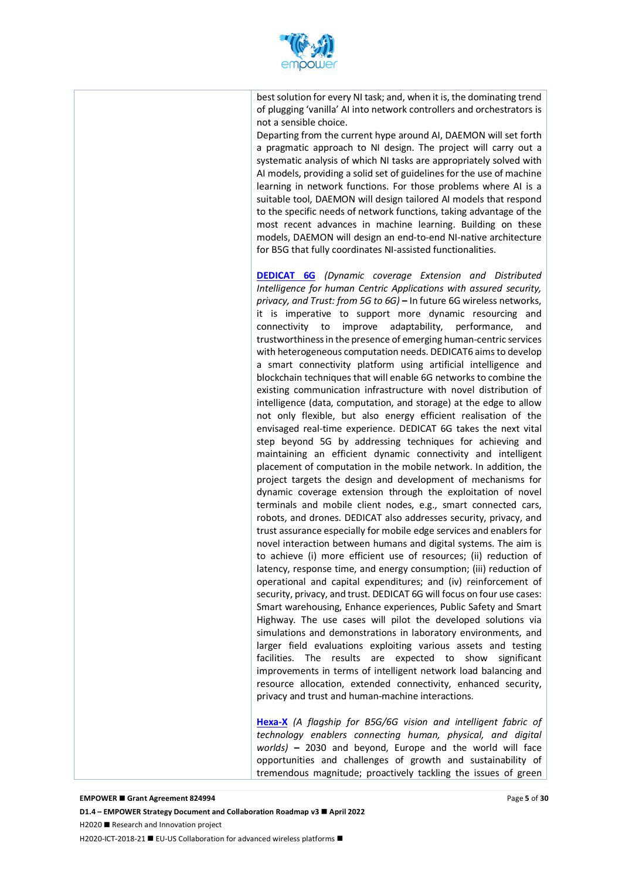best solution for every NI task; and, when it is, the dominating trend of plugging 'vanilla' AI into network controllers and orchestrators is not a sensible choice.

Departing from the current hype around AI, DAEMON will set forth a pragmatic approach to NI design. The project will carry out a systematic analysis of which NI tasks are appropriately solved with AI models, providing a solid set of guidelines for the use of machine learning in network functions. For those problems where AI is a suitable tool, DAEMON will design tailored AI models that respond to the specific needs of network functions, taking advantage of the most recent advances in machine learning. Building on these models, DAEMON will design an end-to-end NI-native architecture for B5G that fully coordinates NI-assisted functionalities.

**DEDICAT 6G** *(Dynamic coverage Extension and Distributed Intelligence for human Centric Applications with assured security, privacy, and Trust: from 5G to 6G)* **–** In future 6G wireless networks, it is imperative to support more dynamic resourcing and connectivity to improve adaptability, performance, and trustworthiness in the presence of emerging human-centric services with heterogeneous computation needs. DEDICAT6 aims to develop a smart connectivity platform using artificial intelligence and blockchain techniques that will enable 6G networks to combine the existing communication infrastructure with novel distribution of intelligence (data, computation, and storage) at the edge to allow not only flexible, but also energy efficient realisation of the envisaged real-time experience. DEDICAT 6G takes the next vital step beyond 5G by addressing techniques for achieving and maintaining an efficient dynamic connectivity and intelligent placement of computation in the mobile network. In addition, the project targets the design and development of mechanisms for dynamic coverage extension through the exploitation of novel terminals and mobile client nodes, e.g., smart connected cars, robots, and drones. DEDICAT also addresses security, privacy, and trust assurance especially for mobile edge services and enablers for novel interaction between humans and digital systems. The aim is to achieve (i) more efficient use of resources; (ii) reduction of latency, response time, and energy consumption; (iii) reduction of operational and capital expenditures; and (iv) reinforcement of security, privacy, and trust. DEDICAT 6G will focus on four use cases: Smart warehousing, Enhance experiences, Public Safety and Smart Highway. The use cases will pilot the developed solutions via simulations and demonstrations in laboratory environments, and larger field evaluations exploiting various assets and testing facilities. The results are expected to show significant improvements in terms of intelligent network load balancing and resource allocation, extended connectivity, enhanced security, privacy and trust and human-machine interactions.

**Hexa-X** *(A flagship for B5G/6G vision and intelligent fabric of technology enablers connecting human, physical, and digital worlds)* **–** 2030 and beyond, Europe and the world will face opportunities and challenges of growth and sustainability of tremendous magnitude; proactively tackling the issues of green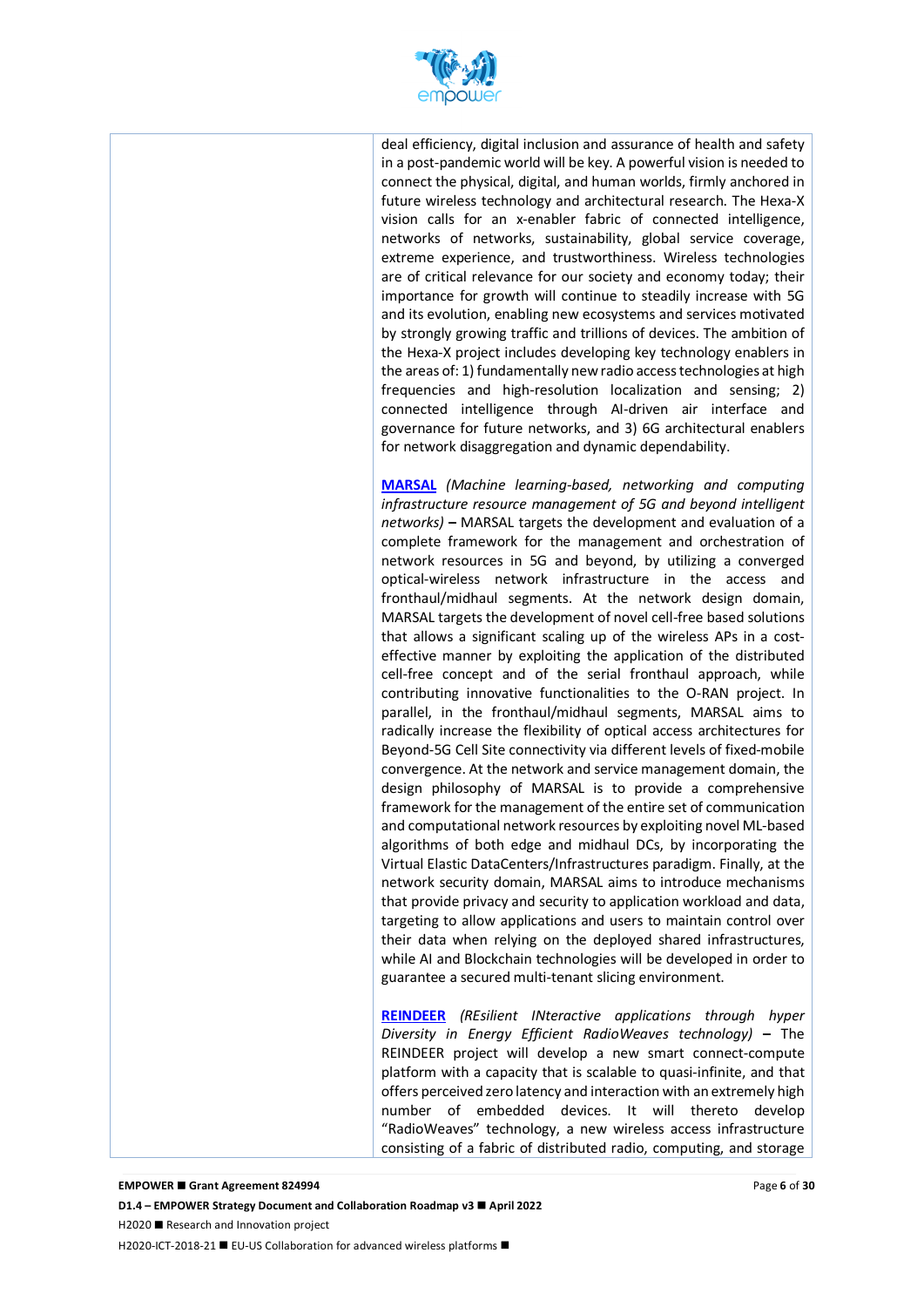| | deal efficiency, digital inclusion and assurance of health and safety in a post-pandemic world will be key. A powerful vision is needed to connect the physical, digital, and human worlds, firmly anchored in future wireless technology and architectural research. The Hexa-X vision calls for an x-enabler fabric of connected intelligence, networks of networks, sustainability, global service coverage, extreme experience, and trustworthiness. Wireless technologies are of critical relevance for our society and economy today; their importance for growth will continue to steadily increase with 5G and its evolution, enabling new ecosystems and services motivated by strongly growing traffic and trillions of devices. The ambition of the Hexa-X project includes developing key technology enablers in the areas of: 1) fundamentally new radio access technologies at high frequencies and high-resolution localization and sensing; 2) connected intelligence through AI-driven air interface and governance for future networks, and 3) 6G architectural enablers for network disaggregation and dynamic dependability.<br><br>**MARSAL** *(Machine learning-based, networking and computing infrastructure resource management of 5G and beyond intelligent networks)* **–** MARSAL targets the development and evaluation of a complete framework for the management and orchestration of network resources in 5G and beyond, by utilizing a converged optical-wireless network infrastructure in the access and fronthaul/midhaul segments. At the network design domain, MARSAL targets the development of novel cell-free based solutions that allows a significant scaling up of the wireless APs in a cost-effective manner by exploiting the application of the distributed cell-free concept and of the serial fronthaul approach, while contributing innovative functionalities to the O-RAN project. In parallel, in the fronthaul/midhaul segments, MARSAL aims to radically increase the flexibility of optical access architectures for Beyond-5G Cell Site connectivity via different levels of fixed-mobile convergence. At the network and service management domain, the design philosophy of MARSAL is to provide a comprehensive framework for the management of the entire set of communication and computational network resources by exploiting novel ML-based algorithms of both edge and midhaul DCs, by incorporating the Virtual Elastic DataCenters/Infrastructures paradigm. Finally, at the network security domain, MARSAL aims to introduce mechanisms that provide privacy and security to application workload and data, targeting to allow applications and users to maintain control over their data when relying on the deployed shared infrastructures, while AI and Blockchain technologies will be developed in order to guarantee a secured multi-tenant slicing environment.<br><br>**REINDEER** *(REsilient INteractive applications through hyper Diversity in Energy Efficient RadioWeaves technology)* **–** The REINDEER project will develop a new smart connect-compute platform with a capacity that is scalable to quasi-infinite, and that offers perceived zero latency and interaction with an extremely high number of embedded devices. It will thereto develop "RadioWeaves" technology, a new wireless access infrastructure consisting of a fabric of distributed radio, computing, and storage |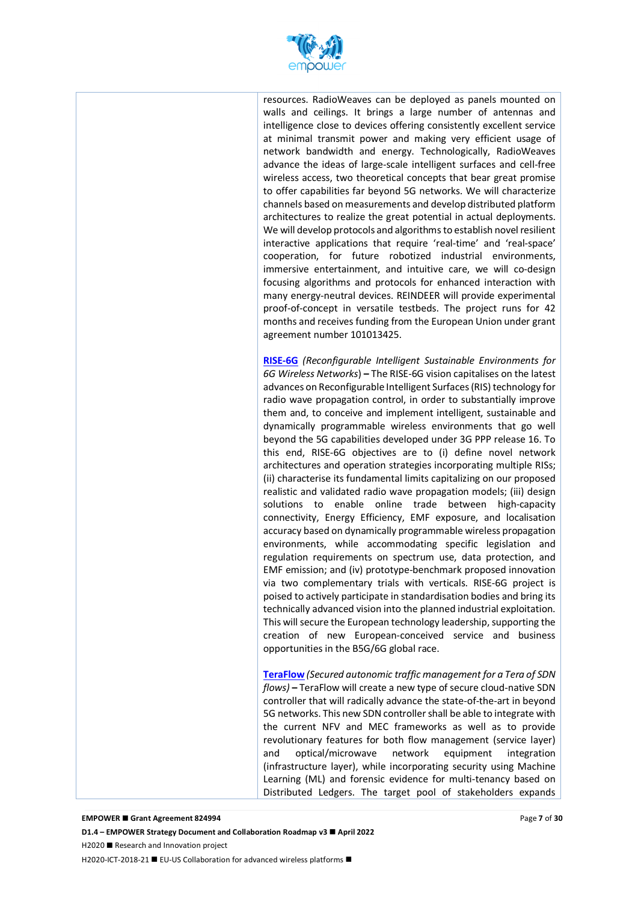| | |
|---|---|
| | resources. RadioWeaves can be deployed as panels mounted on walls and ceilings. It brings a large number of antennas and intelligence close to devices offering consistently excellent service at minimal transmit power and making very efficient usage of network bandwidth and energy. Technologically, RadioWeaves advance the ideas of large-scale intelligent surfaces and cell-free wireless access, two theoretical concepts that bear great promise to offer capabilities far beyond 5G networks. We will characterize channels based on measurements and develop distributed platform architectures to realize the great potential in actual deployments. We will develop protocols and algorithms to establish novel resilient interactive applications that require 'real-time' and 'real-space' cooperation, for future robotized industrial environments, immersive entertainment, and intuitive care, we will co-design focusing algorithms and protocols for enhanced interaction with many energy-neutral devices. REINDEER will provide experimental proof-of-concept in versatile testbeds. The project runs for 42 months and receives funding from the European Union under grant agreement number 101013425.<br><br>**RISE-6G** *(Reconfigurable Intelligent Sustainable Environments for 6G Wireless Networks)* **–** The RISE-6G vision capitalises on the latest advances on Reconfigurable Intelligent Surfaces (RIS) technology for radio wave propagation control, in order to substantially improve them and, to conceive and implement intelligent, sustainable and dynamically programmable wireless environments that go well beyond the 5G capabilities developed under 3G PPP release 16. To this end, RISE-6G objectives are to (i) define novel network architectures and operation strategies incorporating multiple RISs; (ii) characterise its fundamental limits capitalizing on our proposed realistic and validated radio wave propagation models; (iii) design solutions to enable online trade between high-capacity connectivity, Energy Efficiency, EMF exposure, and localisation accuracy based on dynamically programmable wireless propagation environments, while accommodating specific legislation and regulation requirements on spectrum use, data protection, and EMF emission; and (iv) prototype-benchmark proposed innovation via two complementary trials with verticals. RISE-6G project is poised to actively participate in standardisation bodies and bring its technically advanced vision into the planned industrial exploitation. This will secure the European technology leadership, supporting the creation of new European-conceived service and business opportunities in the B5G/6G global race.<br><br>**TeraFlow** *(Secured autonomic traffic management for a Tera of SDN flows)* **–** TeraFlow will create a new type of secure cloud-native SDN controller that will radically advance the state-of-the-art in beyond 5G networks. This new SDN controller shall be able to integrate with the current NFV and MEC frameworks as well as to provide revolutionary features for both flow management (service layer) and optical/microwave network equipment integration (infrastructure layer), while incorporating security using Machine Learning (ML) and forensic evidence for multi-tenancy based on Distributed Ledgers. The target pool of stakeholders expands |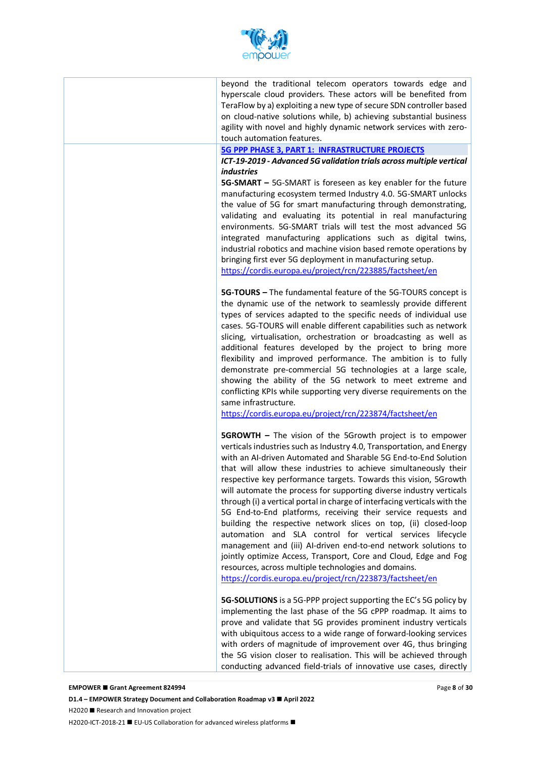| | |
|---|---|
| | beyond the traditional telecom operators towards edge and hyperscale cloud providers. These actors will be benefited from TeraFlow by a) exploiting a new type of secure SDN controller based on cloud-native solutions while, b) achieving substantial business agility with novel and highly dynamic network services with zero-touch automation features. |
| | **5G PPP PHASE 3, PART 1: INFRASTRUCTURE PROJECTS**<br>***ICT-19-2019 - Advanced 5G validation trials across multiple vertical industries***<br>**5G-SMART –** 5G-SMART is foreseen as key enabler for the future manufacturing ecosystem termed Industry 4.0. 5G-SMART unlocks the value of 5G for smart manufacturing through demonstrating, validating and evaluating its potential in real manufacturing environments. 5G-SMART trials will test the most advanced 5G integrated manufacturing applications such as digital twins, industrial robotics and machine vision based remote operations by bringing first ever 5G deployment in manufacturing setup.<br>https://cordis.europa.eu/project/rcn/223885/factsheet/en<br><br>**5G-TOURS –** The fundamental feature of the 5G-TOURS concept is the dynamic use of the network to seamlessly provide different types of services adapted to the specific needs of individual use cases. 5G-TOURS will enable different capabilities such as network slicing, virtualisation, orchestration or broadcasting as well as additional features developed by the project to bring more flexibility and improved performance. The ambition is to fully demonstrate pre-commercial 5G technologies at a large scale, showing the ability of the 5G network to meet extreme and conflicting KPIs while supporting very diverse requirements on the same infrastructure.<br>https://cordis.europa.eu/project/rcn/223874/factsheet/en<br><br>**5GROWTH –** The vision of the 5Growth project is to empower verticals industries such as Industry 4.0, Transportation, and Energy with an AI-driven Automated and Sharable 5G End-to-End Solution that will allow these industries to achieve simultaneously their respective key performance targets. Towards this vision, 5Growth will automate the process for supporting diverse industry verticals through (i) a vertical portal in charge of interfacing verticals with the 5G End-to-End platforms, receiving their service requests and building the respective network slices on top, (ii) closed-loop automation and SLA control for vertical services lifecycle management and (iii) AI-driven end-to-end network solutions to jointly optimize Access, Transport, Core and Cloud, Edge and Fog resources, across multiple technologies and domains.<br>https://cordis.europa.eu/project/rcn/223873/factsheet/en<br><br>**5G-SOLUTIONS** is a 5G-PPP project supporting the EC's 5G policy by implementing the last phase of the 5G cPPP roadmap. It aims to prove and validate that 5G provides prominent industry verticals with ubiquitous access to a wide range of forward-looking services with orders of magnitude of improvement over 4G, thus bringing the 5G vision closer to realisation. This will be achieved through conducting advanced field-trials of innovative use cases, directly |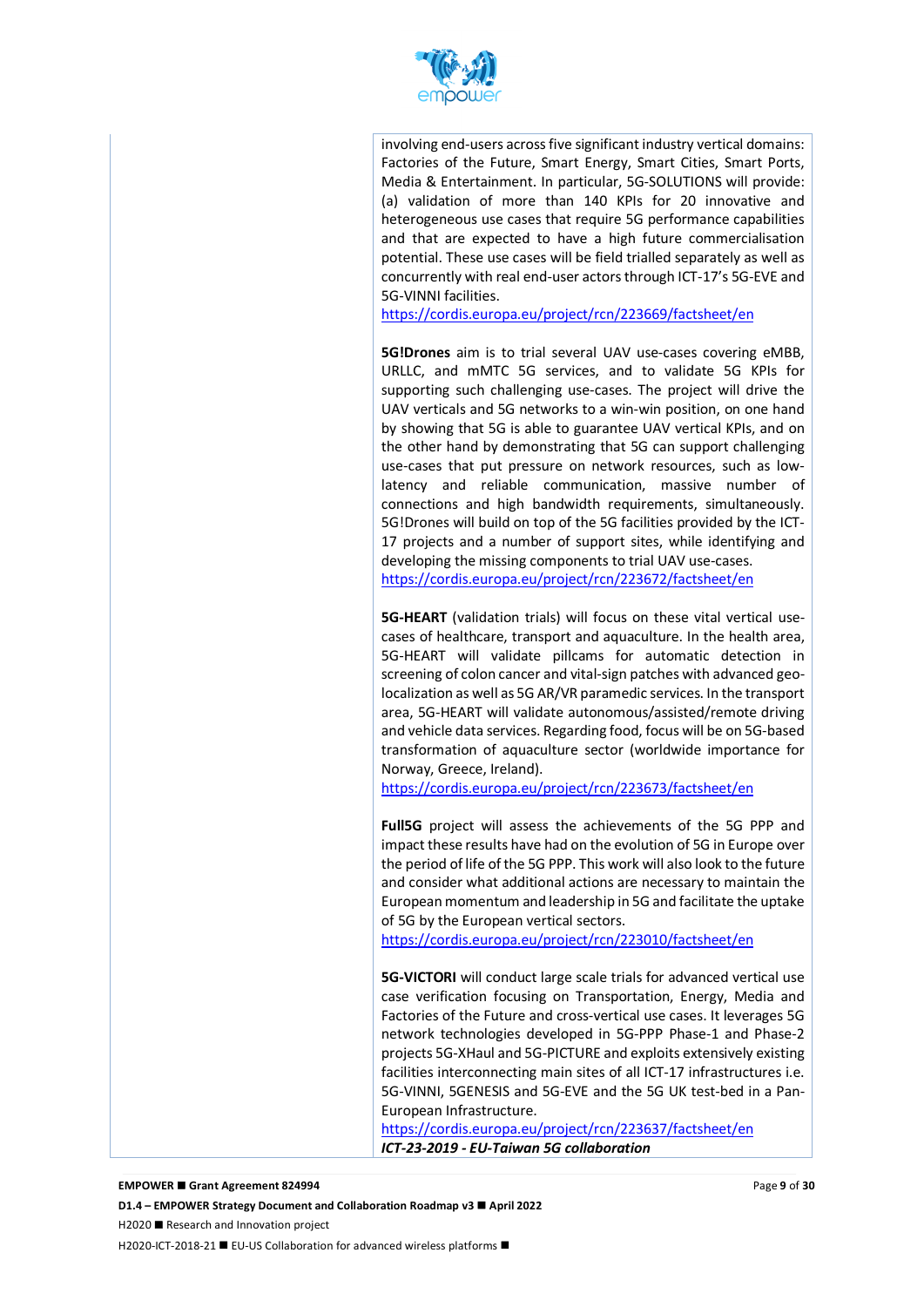involving end-users across five significant industry vertical domains: Factories of the Future, Smart Energy, Smart Cities, Smart Ports, Media & Entertainment. In particular, 5G-SOLUTIONS will provide: (a) validation of more than 140 KPIs for 20 innovative and heterogeneous use cases that require 5G performance capabilities and that are expected to have a high future commercialisation potential. These use cases will be field trialled separately as well as concurrently with real end-user actors through ICT-17's 5G-EVE and 5G-VINNI facilities.
https://cordis.europa.eu/project/rcn/223669/factsheet/en

**5G!Drones** aim is to trial several UAV use-cases covering eMBB, URLLC, and mMTC 5G services, and to validate 5G KPIs for supporting such challenging use-cases. The project will drive the UAV verticals and 5G networks to a win-win position, on one hand by showing that 5G is able to guarantee UAV vertical KPIs, and on the other hand by demonstrating that 5G can support challenging use-cases that put pressure on network resources, such as low-latency and reliable communication, massive number of connections and high bandwidth requirements, simultaneously. 5G!Drones will build on top of the 5G facilities provided by the ICT-17 projects and a number of support sites, while identifying and developing the missing components to trial UAV use-cases.
https://cordis.europa.eu/project/rcn/223672/factsheet/en

**5G-HEART** (validation trials) will focus on these vital vertical use-cases of healthcare, transport and aquaculture. In the health area, 5G-HEART will validate pillcams for automatic detection in screening of colon cancer and vital-sign patches with advanced geo-localization as well as 5G AR/VR paramedic services. In the transport area, 5G-HEART will validate autonomous/assisted/remote driving and vehicle data services. Regarding food, focus will be on 5G-based transformation of aquaculture sector (worldwide importance for Norway, Greece, Ireland).
https://cordis.europa.eu/project/rcn/223673/factsheet/en

**Full5G** project will assess the achievements of the 5G PPP and impact these results have had on the evolution of 5G in Europe over the period of life of the 5G PPP. This work will also look to the future and consider what additional actions are necessary to maintain the European momentum and leadership in 5G and facilitate the uptake of 5G by the European vertical sectors.
https://cordis.europa.eu/project/rcn/223010/factsheet/en

**5G-VICTORI** will conduct large scale trials for advanced vertical use case verification focusing on Transportation, Energy, Media and Factories of the Future and cross-vertical use cases. It leverages 5G network technologies developed in 5G-PPP Phase-1 and Phase-2 projects 5G-XHaul and 5G-PICTURE and exploits extensively existing facilities interconnecting main sites of all ICT-17 infrastructures i.e. 5G-VINNI, 5GENESIS and 5G-EVE and the 5G UK test-bed in a Pan-European Infrastructure.
https://cordis.europa.eu/project/rcn/223637/factsheet/en

***ICT-23-2019 - EU-Taiwan 5G collaboration***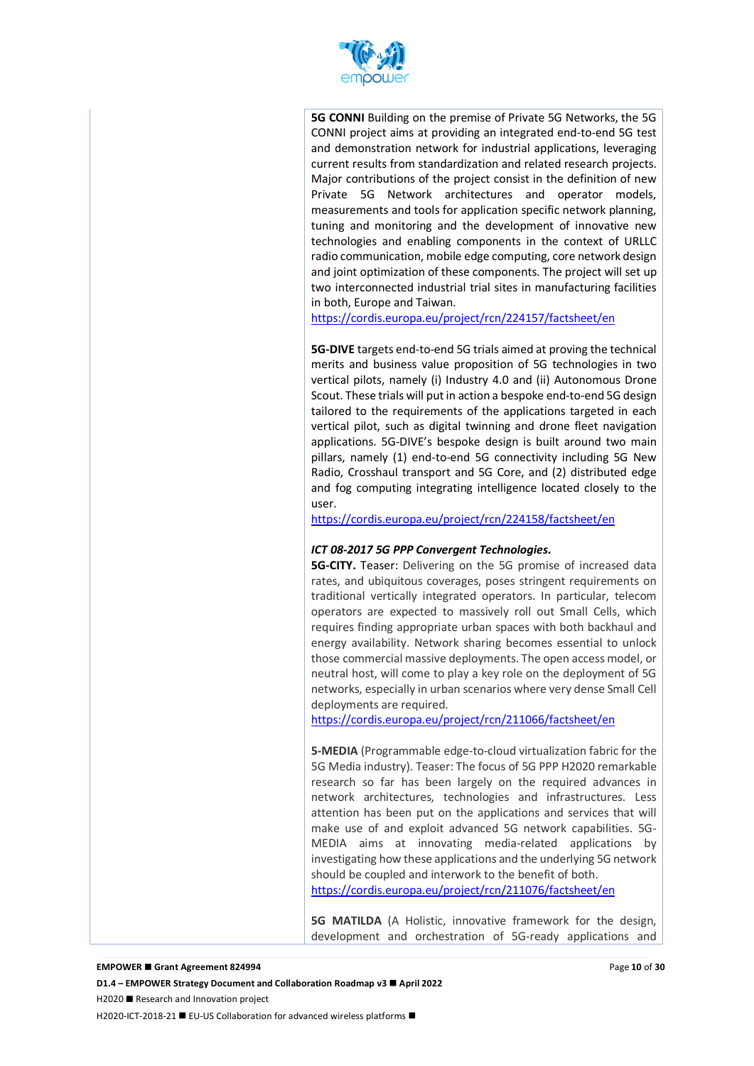**5G CONNI** Building on the premise of Private 5G Networks, the 5G CONNI project aims at providing an integrated end-to-end 5G test and demonstration network for industrial applications, leveraging current results from standardization and related research projects. Major contributions of the project consist in the definition of new Private 5G Network architectures and operator models, measurements and tools for application specific network planning, tuning and monitoring and the development of innovative new technologies and enabling components in the context of URLLC radio communication, mobile edge computing, core network design and joint optimization of these components. The project will set up two interconnected industrial trial sites in manufacturing facilities in both, Europe and Taiwan.
https://cordis.europa.eu/project/rcn/224157/factsheet/en

**5G-DIVE** targets end-to-end 5G trials aimed at proving the technical merits and business value proposition of 5G technologies in two vertical pilots, namely (i) Industry 4.0 and (ii) Autonomous Drone Scout. These trials will put in action a bespoke end-to-end 5G design tailored to the requirements of the applications targeted in each vertical pilot, such as digital twinning and drone fleet navigation applications. 5G-DIVE's bespoke design is built around two main pillars, namely (1) end-to-end 5G connectivity including 5G New Radio, Crosshaul transport and 5G Core, and (2) distributed edge and fog computing integrating intelligence located closely to the user.
https://cordis.europa.eu/project/rcn/224158/factsheet/en

***ICT 08-2017 5G PPP Convergent Technologies.***

**5G-CITY.** Teaser: Delivering on the 5G promise of increased data rates, and ubiquitous coverages, poses stringent requirements on traditional vertically integrated operators. In particular, telecom operators are expected to massively roll out Small Cells, which requires finding appropriate urban spaces with both backhaul and energy availability. Network sharing becomes essential to unlock those commercial massive deployments. The open access model, or neutral host, will come to play a key role on the deployment of 5G networks, especially in urban scenarios where very dense Small Cell deployments are required.
https://cordis.europa.eu/project/rcn/211066/factsheet/en

**5-MEDIA** (Programmable edge-to-cloud virtualization fabric for the 5G Media industry). Teaser: The focus of 5G PPP H2020 remarkable research so far has been largely on the required advances in network architectures, technologies and infrastructures. Less attention has been put on the applications and services that will make use of and exploit advanced 5G network capabilities. 5G-MEDIA aims at innovating media-related applications by investigating how these applications and the underlying 5G network should be coupled and interwork to the benefit of both.
https://cordis.europa.eu/project/rcn/211076/factsheet/en

**5G MATILDA** (A Holistic, innovative framework for the design, development and orchestration of 5G-ready applications and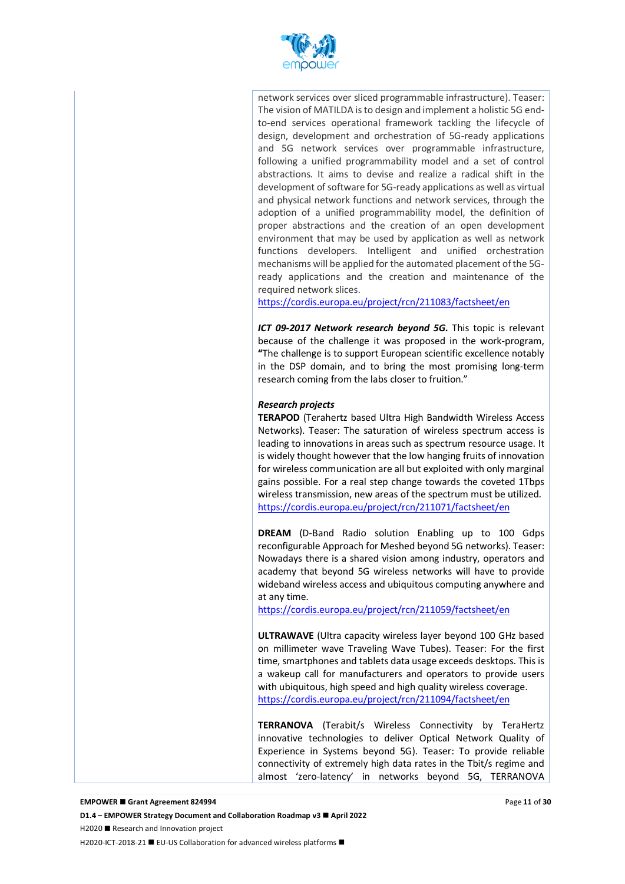network services over sliced programmable infrastructure). Teaser: The vision of MATILDA is to design and implement a holistic 5G end-to-end services operational framework tackling the lifecycle of design, development and orchestration of 5G-ready applications and 5G network services over programmable infrastructure, following a unified programmability model and a set of control abstractions. It aims to devise and realize a radical shift in the development of software for 5G-ready applications as well as virtual and physical network functions and network services, through the adoption of a unified programmability model, the definition of proper abstractions and the creation of an open development environment that may be used by application as well as network functions developers. Intelligent and unified orchestration mechanisms will be applied for the automated placement of the 5G-ready applications and the creation and maintenance of the required network slices.
https://cordis.europa.eu/project/rcn/211083/factsheet/en

***ICT 09-2017 Network research beyond 5G.*** This topic is relevant because of the challenge it was proposed in the work-program, "The challenge is to support European scientific excellence notably in the DSP domain, and to bring the most promising long-term research coming from the labs closer to fruition."

***Research projects***

**TERAPOD** (Terahertz based Ultra High Bandwidth Wireless Access Networks). Teaser: The saturation of wireless spectrum access is leading to innovations in areas such as spectrum resource usage. It is widely thought however that the low hanging fruits of innovation for wireless communication are all but exploited with only marginal gains possible. For a real step change towards the coveted 1Tbps wireless transmission, new areas of the spectrum must be utilized.
https://cordis.europa.eu/project/rcn/211071/factsheet/en

**DREAM** (D-Band Radio solution Enabling up to 100 Gdps reconfigurable Approach for Meshed beyond 5G networks). Teaser: Nowadays there is a shared vision among industry, operators and academy that beyond 5G wireless networks will have to provide wideband wireless access and ubiquitous computing anywhere and at any time.
https://cordis.europa.eu/project/rcn/211059/factsheet/en

**ULTRAWAVE** (Ultra capacity wireless layer beyond 100 GHz based on millimeter wave Traveling Wave Tubes). Teaser: For the first time, smartphones and tablets data usage exceeds desktops. This is a wakeup call for manufacturers and operators to provide users with ubiquitous, high speed and high quality wireless coverage.
https://cordis.europa.eu/project/rcn/211094/factsheet/en

**TERRANOVA** (Terabit/s Wireless Connectivity by TeraHertz innovative technologies to deliver Optical Network Quality of Experience in Systems beyond 5G). Teaser: To provide reliable connectivity of extremely high data rates in the Tbit/s regime and almost 'zero-latency' in networks beyond 5G, TERRANOVA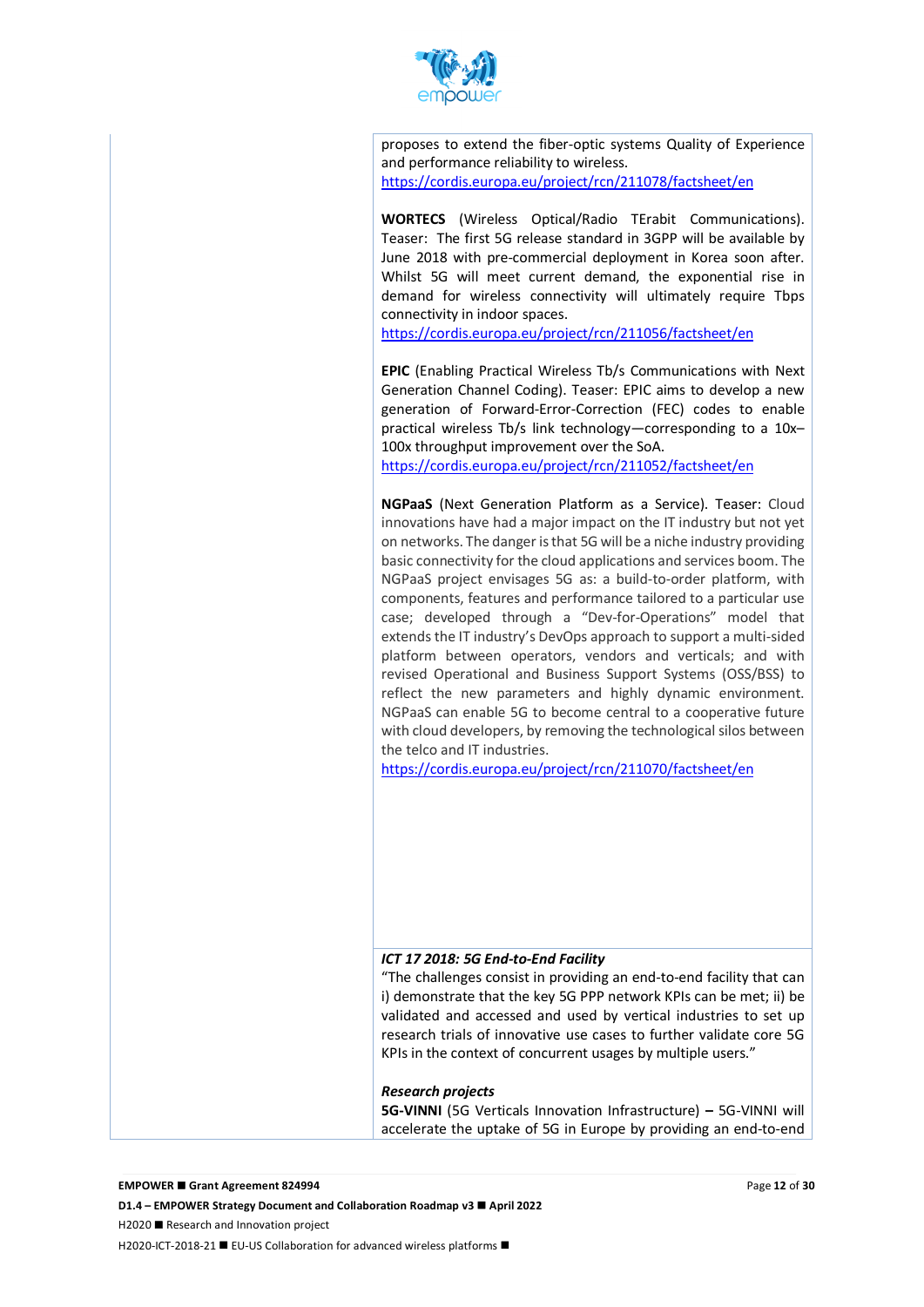| | |
|---|---|
| | proposes to extend the fiber-optic systems Quality of Experience and performance reliability to wireless.<br>https://cordis.europa.eu/project/rcn/211078/factsheet/en<br><br>**WORTECS** (Wireless Optical/Radio TErabit Communications). Teaser: The first 5G release standard in 3GPP will be available by June 2018 with pre-commercial deployment in Korea soon after. Whilst 5G will meet current demand, the exponential rise in demand for wireless connectivity will ultimately require Tbps connectivity in indoor spaces.<br>https://cordis.europa.eu/project/rcn/211056/factsheet/en<br><br>**EPIC** (Enabling Practical Wireless Tb/s Communications with Next Generation Channel Coding). Teaser: EPIC aims to develop a new generation of Forward-Error-Correction (FEC) codes to enable practical wireless Tb/s link technology—corresponding to a 10x–100x throughput improvement over the SoA.<br>https://cordis.europa.eu/project/rcn/211052/factsheet/en<br><br>**NGPaaS** (Next Generation Platform as a Service). Teaser: Cloud innovations have had a major impact on the IT industry but not yet on networks. The danger is that 5G will be a niche industry providing basic connectivity for the cloud applications and services boom. The NGPaaS project envisages 5G as: a build-to-order platform, with components, features and performance tailored to a particular use case; developed through a "Dev-for-Operations" model that extends the IT industry's DevOps approach to support a multi-sided platform between operators, vendors and verticals; and with revised Operational and Business Support Systems (OSS/BSS) to reflect the new parameters and highly dynamic environment. NGPaaS can enable 5G to become central to a cooperative future with cloud developers, by removing the technological silos between the telco and IT industries.<br>https://cordis.europa.eu/project/rcn/211070/factsheet/en |
| | ***ICT 17 2018: 5G End-to-End Facility***<br>"The challenges consist in providing an end-to-end facility that can i) demonstrate that the key 5G PPP network KPIs can be met; ii) be validated and accessed and used by vertical industries to set up research trials of innovative use cases to further validate core 5G KPIs in the context of concurrent usages by multiple users."<br><br>***Research projects***<br>**5G-VINNI** (5G Verticals Innovation Infrastructure) **–** 5G-VINNI will accelerate the uptake of 5G in Europe by providing an end-to-end |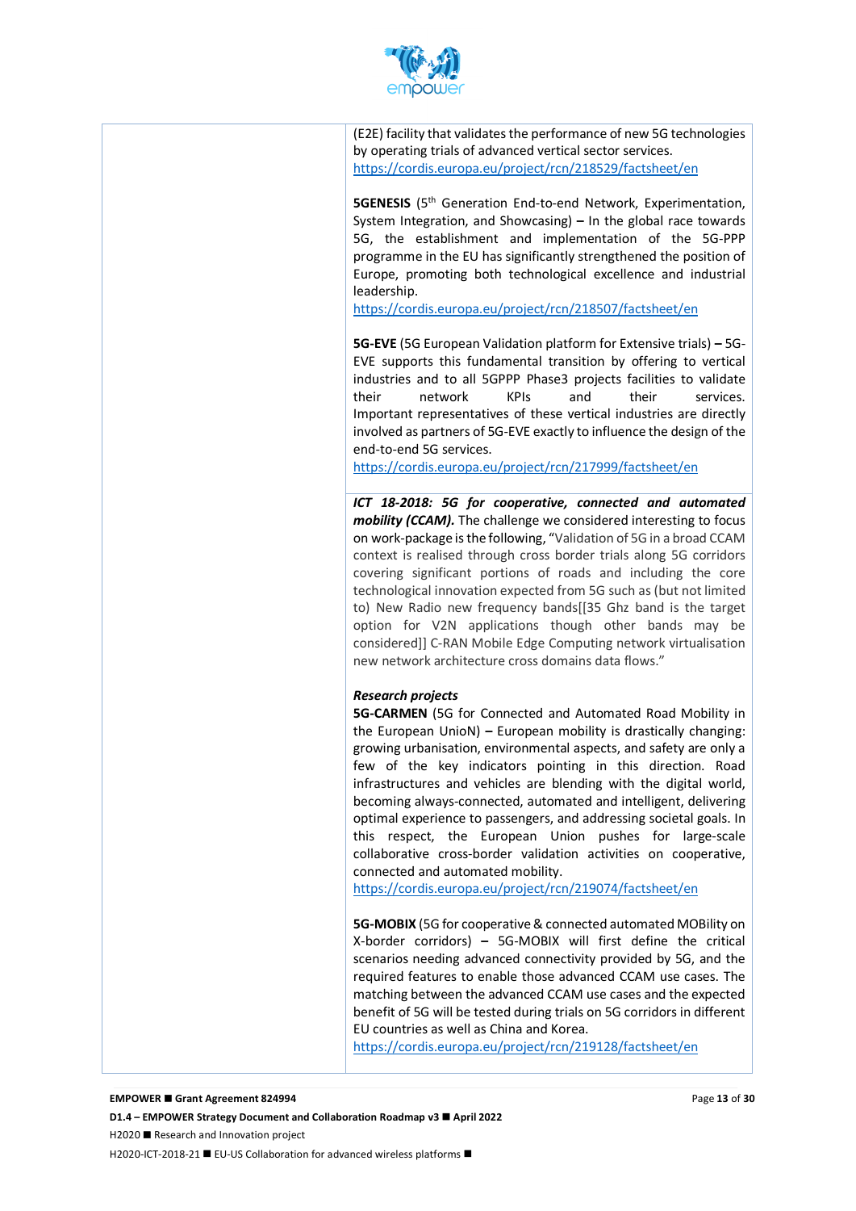| | |
|---|---|
| | (E2E) facility that validates the performance of new 5G technologies by operating trials of advanced vertical sector services. https://cordis.europa.eu/project/rcn/218529/factsheet/en<br><br>**5GENESIS** (5[th] Generation End-to-end Network, Experimentation, System Integration, and Showcasing) **–** In the global race towards 5G, the establishment and implementation of the 5G-PPP programme in the EU has significantly strengthened the position of Europe, promoting both technological excellence and industrial leadership. https://cordis.europa.eu/project/rcn/218507/factsheet/en<br><br>**5G-EVE** (5G European Validation platform for Extensive trials) **–** 5G-EVE supports this fundamental transition by offering to vertical industries and to all 5GPPP Phase3 projects facilities to validate their network KPIs and their services. Important representatives of these vertical industries are directly involved as partners of 5G-EVE exactly to influence the design of the end-to-end 5G services. https://cordis.europa.eu/project/rcn/217999/factsheet/en |
| | ***ICT 18-2018: 5G for cooperative, connected and automated mobility (CCAM).*** The challenge we considered interesting to focus on work-package is the following, "Validation of 5G in a broad CCAM context is realised through cross border trials along 5G corridors covering significant portions of roads and including the core technological innovation expected from 5G such as (but not limited to) New Radio new frequency bands[[35 Ghz band is the target option for V2N applications though other bands may be considered]] C-RAN Mobile Edge Computing network virtualisation new network architecture cross domains data flows."<br><br>***Research projects***<br>**5G-CARMEN** (5G for Connected and Automated Road Mobility in the European UnioN) **–** European mobility is drastically changing: growing urbanisation, environmental aspects, and safety are only a few of the key indicators pointing in this direction. Road infrastructures and vehicles are blending with the digital world, becoming always-connected, automated and intelligent, delivering optimal experience to passengers, and addressing societal goals. In this respect, the European Union pushes for large-scale collaborative cross-border validation activities on cooperative, connected and automated mobility. https://cordis.europa.eu/project/rcn/219074/factsheet/en<br><br>**5G-MOBIX** (5G for cooperative & connected automated MOBility on X-border corridors) **–** 5G-MOBIX will first define the critical scenarios needing advanced connectivity provided by 5G, and the required features to enable those advanced CCAM use cases. The matching between the advanced CCAM use cases and the expected benefit of 5G will be tested during trials on 5G corridors in different EU countries as well as China and Korea. https://cordis.europa.eu/project/rcn/219128/factsheet/en |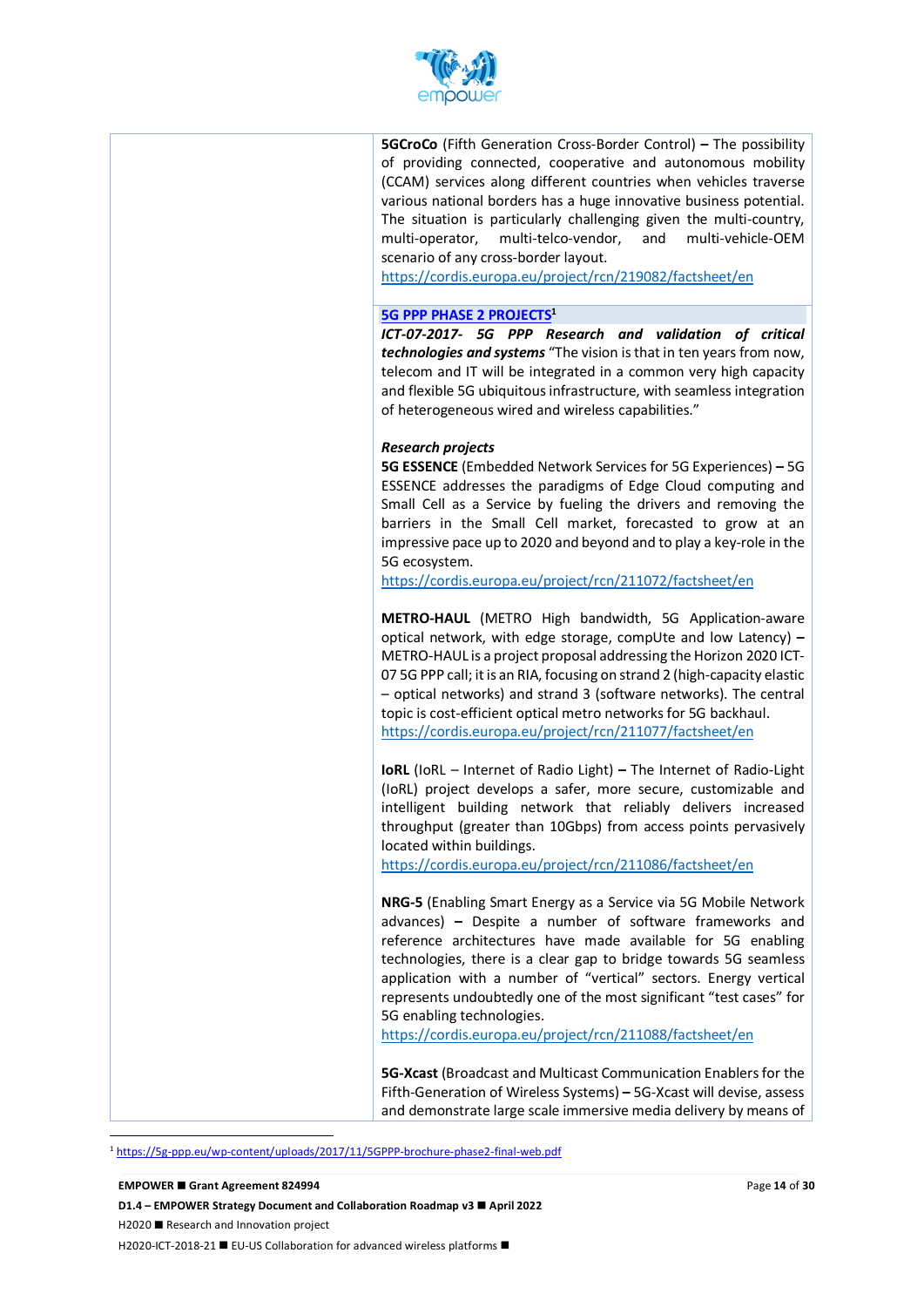| | |
|---|---|
| | **5GCroCo** (Fifth Generation Cross-Border Control) **–** The possibility of providing connected, cooperative and autonomous mobility (CCAM) services along different countries when vehicles traverse various national borders has a huge innovative business potential. The situation is particularly challenging given the multi-country, multi-operator, multi-telco-vendor, and multi-vehicle-OEM scenario of any cross-border layout. https://cordis.europa.eu/project/rcn/219082/factsheet/en<br><br>**5G PPP PHASE 2 PROJECTS**[1]<br>***ICT-07-2017- 5G PPP Research and validation of critical technologies and systems*** "The vision is that in ten years from now, telecom and IT will be integrated in a common very high capacity and flexible 5G ubiquitous infrastructure, with seamless integration of heterogeneous wired and wireless capabilities."<br><br>***Research projects***<br>**5G ESSENCE** (Embedded Network Services for 5G Experiences) **–** 5G ESSENCE addresses the paradigms of Edge Cloud computing and Small Cell as a Service by fueling the drivers and removing the barriers in the Small Cell market, forecasted to grow at an impressive pace up to 2020 and beyond and to play a key-role in the 5G ecosystem. https://cordis.europa.eu/project/rcn/211072/factsheet/en<br><br>**METRO-HAUL** (METRO High bandwidth, 5G Application-aware optical network, with edge storage, compUte and low Latency) **–** METRO-HAUL is a project proposal addressing the Horizon 2020 ICT-07 5G PPP call; it is an RIA, focusing on strand 2 (high-capacity elastic – optical networks) and strand 3 (software networks). The central topic is cost-efficient optical metro networks for 5G backhaul. https://cordis.europa.eu/project/rcn/211077/factsheet/en<br><br>**IoRL** (IoRL – Internet of Radio Light) **–** The Internet of Radio-Light (IoRL) project develops a safer, more secure, customizable and intelligent building network that reliably delivers increased throughput (greater than 10Gbps) from access points pervasively located within buildings. https://cordis.europa.eu/project/rcn/211086/factsheet/en<br><br>**NRG-5** (Enabling Smart Energy as a Service via 5G Mobile Network advances) **–** Despite a number of software frameworks and reference architectures have made available for 5G enabling technologies, there is a clear gap to bridge towards 5G seamless application with a number of "vertical" sectors. Energy vertical represents undoubtedly one of the most significant "test cases" for 5G enabling technologies. https://cordis.europa.eu/project/rcn/211088/factsheet/en<br><br>**5G-Xcast** (Broadcast and Multicast Communication Enablers for the Fifth-Generation of Wireless Systems) **–** 5G-Xcast will devise, assess and demonstrate large scale immersive media delivery by means of |

[1] https://5g-ppp.eu/wp-content/uploads/2017/11/5GPPP-brochure-phase2-final-web.pdf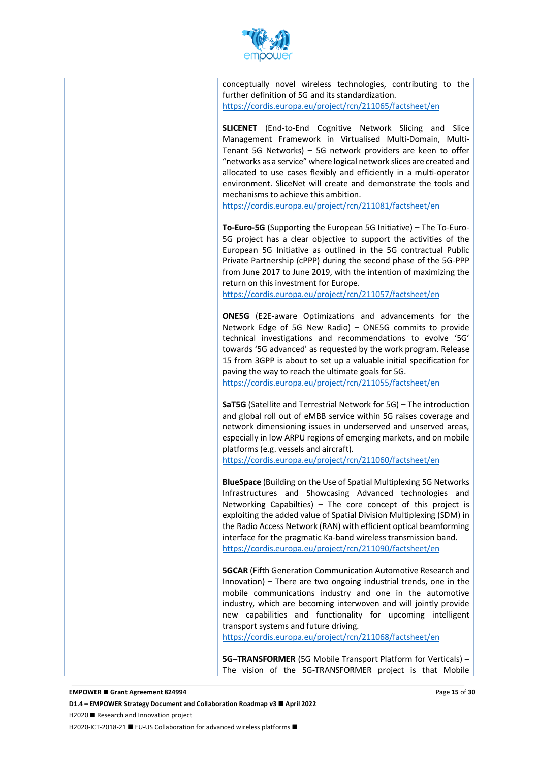| | conceptually novel wireless technologies, contributing to the further definition of 5G and its standardization. https://cordis.europa.eu/project/rcn/211065/factsheet/en<br><br>**SLICENET** (End-to-End Cognitive Network Slicing and Slice Management Framework in Virtualised Multi-Domain, Multi-Tenant 5G Networks) **–** 5G network providers are keen to offer "networks as a service" where logical network slices are created and allocated to use cases flexibly and efficiently in a multi-operator environment. SliceNet will create and demonstrate the tools and mechanisms to achieve this ambition. https://cordis.europa.eu/project/rcn/211081/factsheet/en<br><br>**To-Euro-5G** (Supporting the European 5G Initiative) **–** The To-Euro-5G project has a clear objective to support the activities of the European 5G Initiative as outlined in the 5G contractual Public Private Partnership (cPPP) during the second phase of the 5G-PPP from June 2017 to June 2019, with the intention of maximizing the return on this investment for Europe. https://cordis.europa.eu/project/rcn/211057/factsheet/en<br><br>**ONE5G** (E2E-aware Optimizations and advancements for the Network Edge of 5G New Radio) **–** ONE5G commits to provide technical investigations and recommendations to evolve '5G' towards '5G advanced' as requested by the work program. Release 15 from 3GPP is about to set up a valuable initial specification for paving the way to reach the ultimate goals for 5G. https://cordis.europa.eu/project/rcn/211055/factsheet/en<br><br>**SaT5G** (Satellite and Terrestrial Network for 5G) **–** The introduction and global roll out of eMBB service within 5G raises coverage and network dimensioning issues in underserved and unserved areas, especially in low ARPU regions of emerging markets, and on mobile platforms (e.g. vessels and aircraft). https://cordis.europa.eu/project/rcn/211060/factsheet/en<br><br>**BlueSpace** (Building on the Use of Spatial Multiplexing 5G Networks Infrastructures and Showcasing Advanced technologies and Networking Capabilties) **–** The core concept of this project is exploiting the added value of Spatial Division Multiplexing (SDM) in the Radio Access Network (RAN) with efficient optical beamforming interface for the pragmatic Ka-band wireless transmission band. https://cordis.europa.eu/project/rcn/211090/factsheet/en<br><br>**5GCAR** (Fifth Generation Communication Automotive Research and Innovation) **–** There are two ongoing industrial trends, one in the mobile communications industry and one in the automotive industry, which are becoming interwoven and will jointly provide new capabilities and functionality for upcoming intelligent transport systems and future driving. https://cordis.europa.eu/project/rcn/211068/factsheet/en<br><br>**5G–TRANSFORMER** (5G Mobile Transport Platform for Verticals) **–** The vision of the 5G-TRANSFORMER project is that Mobile |
|---|---|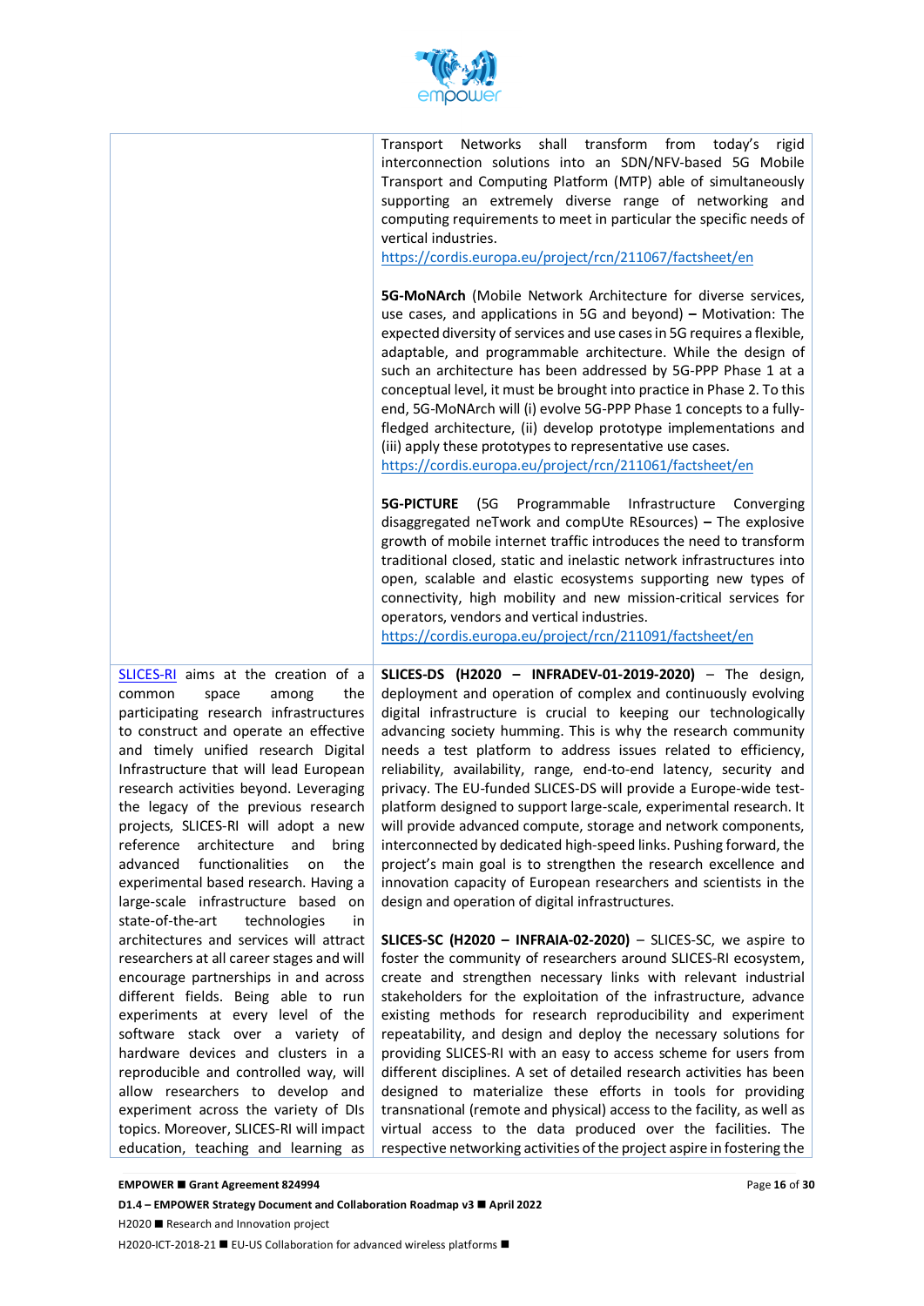| | |
|---|---|
| | Transport Networks shall transform from today's rigid interconnection solutions into an SDN/NFV-based 5G Mobile Transport and Computing Platform (MTP) able of simultaneously supporting an extremely diverse range of networking and computing requirements to meet in particular the specific needs of vertical industries. https://cordis.europa.eu/project/rcn/211067/factsheet/en<br><br>**5G-MoNArch** (Mobile Network Architecture for diverse services, use cases, and applications in 5G and beyond) **–** Motivation: The expected diversity of services and use cases in 5G requires a flexible, adaptable, and programmable architecture. While the design of such an architecture has been addressed by 5G-PPP Phase 1 at a conceptual level, it must be brought into practice in Phase 2. To this end, 5G-MoNArch will (i) evolve 5G-PPP Phase 1 concepts to a fully-fledged architecture, (ii) develop prototype implementations and (iii) apply these prototypes to representative use cases. https://cordis.europa.eu/project/rcn/211061/factsheet/en<br><br>**5G-PICTURE** (5G Programmable Infrastructure Converging disaggregated neTwork and compUte REsources) **–** The explosive growth of mobile internet traffic introduces the need to transform traditional closed, static and inelastic network infrastructures into open, scalable and elastic ecosystems supporting new types of connectivity, high mobility and new mission-critical services for operators, vendors and vertical industries. https://cordis.europa.eu/project/rcn/211091/factsheet/en |
| [SLICES-RI] aims at the creation of a common space among the participating research infrastructures to construct and operate an effective and timely unified research Digital Infrastructure that will lead European research activities beyond. Leveraging the legacy of the previous research projects, SLICES-RI will adopt a new reference architecture and bring advanced functionalities on the experimental based research. Having a large-scale infrastructure based on state-of-the-art technologies in architectures and services will attract researchers at all career stages and will encourage partnerships in and across different fields. Being able to run experiments at every level of the software stack over a variety of hardware devices and clusters in a reproducible and controlled way, will allow researchers to develop and experiment across the variety of DIs topics. Moreover, SLICES-RI will impact education, teaching and learning as | **SLICES-DS (H2020 – INFRADEV-01-2019-2020)** – The design, deployment and operation of complex and continuously evolving digital infrastructure is crucial to keeping our technologically advancing society humming. This is why the research community needs a test platform to address issues related to efficiency, reliability, availability, range, end-to-end latency, security and privacy. The EU-funded SLICES-DS will provide a Europe-wide test-platform designed to support large-scale, experimental research. It will provide advanced compute, storage and network components, interconnected by dedicated high-speed links. Pushing forward, the project's main goal is to strengthen the research excellence and innovation capacity of European researchers and scientists in the design and operation of digital infrastructures.<br><br>**SLICES-SC (H2020 – INFRAIA-02-2020)** – SLICES-SC, we aspire to foster the community of researchers around SLICES-RI ecosystem, create and strengthen necessary links with relevant industrial stakeholders for the exploitation of the infrastructure, advance existing methods for research reproducibility and experiment repeatability, and design and deploy the necessary solutions for providing SLICES-RI with an easy to access scheme for users from different disciplines. A set of detailed research activities has been designed to materialize these efforts in tools for providing transnational (remote and physical) access to the facility, as well as virtual access to the data produced over the facilities. The respective networking activities of the project aspire in fostering the |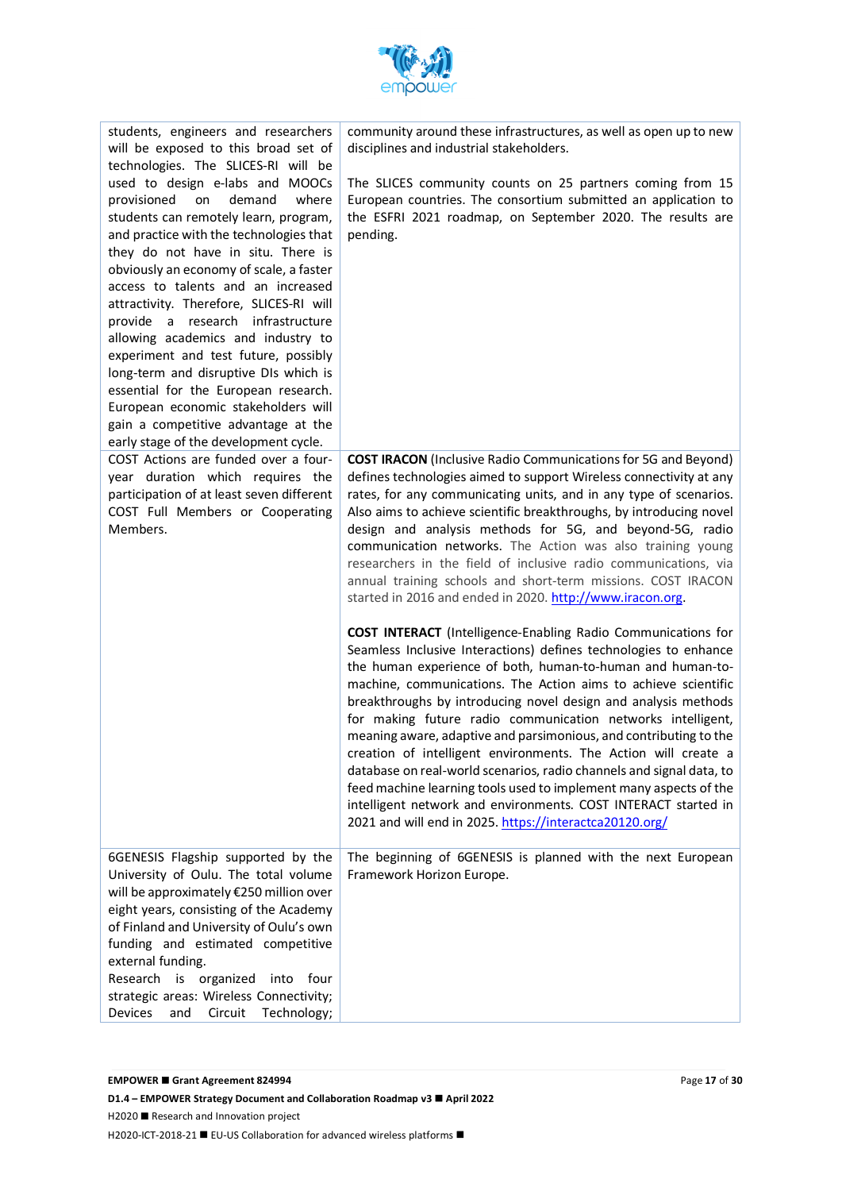| | |
|---|---|
| students, engineers and researchers will be exposed to this broad set of technologies. The SLICES-RI will be used to design e-labs and MOOCs provisioned on demand where students can remotely learn, program, and practice with the technologies that they do not have in situ. There is obviously an economy of scale, a faster access to talents and an increased attractivity. Therefore, SLICES-RI will provide a research infrastructure allowing academics and industry to experiment and test future, possibly long-term and disruptive DIs which is essential for the European research. European economic stakeholders will gain a competitive advantage at the early stage of the development cycle. | community around these infrastructures, as well as open up to new disciplines and industrial stakeholders.<br><br>The SLICES community counts on 25 partners coming from 15 European countries. The consortium submitted an application to the ESFRI 2021 roadmap, on September 2020. The results are pending. |
| COST Actions are funded over a four-year duration which requires the participation of at least seven different COST Full Members or Cooperating Members. | **COST IRACON** (Inclusive Radio Communications for 5G and Beyond) defines technologies aimed to support Wireless connectivity at any rates, for any communicating units, and in any type of scenarios. Also aims to achieve scientific breakthroughs, by introducing novel design and analysis methods for 5G, and beyond-5G, radio communication networks. The Action was also training young researchers in the field of inclusive radio communications, via annual training schools and short-term missions. COST IRACON started in 2016 and ended in 2020. http://www.iracon.org.<br><br>**COST INTERACT** (Intelligence-Enabling Radio Communications for Seamless Inclusive Interactions) defines technologies to enhance the human experience of both, human-to-human and human-to-machine, communications. The Action aims to achieve scientific breakthroughs by introducing novel design and analysis methods for making future radio communication networks intelligent, meaning aware, adaptive and parsimonious, and contributing to the creation of intelligent environments. The Action will create a database on real-world scenarios, radio channels and signal data, to feed machine learning tools used to implement many aspects of the intelligent network and environments. COST INTERACT started in 2021 and will end in 2025. https://interactca20120.org/ |
| 6GENESIS Flagship supported by the University of Oulu. The total volume will be approximately €250 million over eight years, consisting of the Academy of Finland and University of Oulu's own funding and estimated competitive external funding.<br>Research is organized into four strategic areas: Wireless Connectivity; Devices and Circuit Technology; | The beginning of 6GENESIS is planned with the next European Framework Horizon Europe. |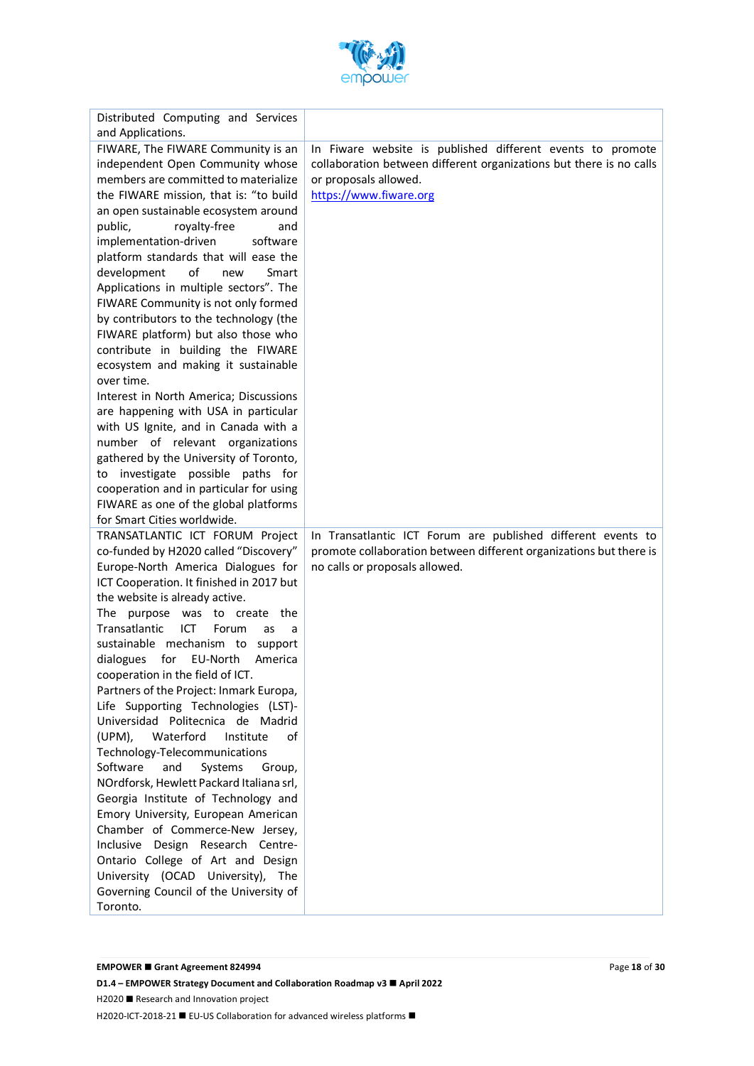| | |
|---|---|
| Distributed Computing and Services and Applications. | |
| FIWARE, The FIWARE Community is an independent Open Community whose members are committed to materialize the FIWARE mission, that is: "to build an open sustainable ecosystem around public, royalty-free and implementation-driven software platform standards that will ease the development of new Smart Applications in multiple sectors". The FIWARE Community is not only formed by contributors to the technology (the FIWARE platform) but also those who contribute in building the FIWARE ecosystem and making it sustainable over time.<br>Interest in North America; Discussions are happening with USA in particular with US Ignite, and in Canada with a number of relevant organizations gathered by the University of Toronto, to investigate possible paths for cooperation and in particular for using FIWARE as one of the global platforms for Smart Cities worldwide. | In Fiware website is published different events to promote collaboration between different organizations but there is no calls or proposals allowed.<br>https://www.fiware.org |
| TRANSATLANTIC ICT FORUM Project co-funded by H2020 called "Discovery" Europe-North America Dialogues for ICT Cooperation. It finished in 2017 but the website is already active.<br>The purpose was to create the Transatlantic ICT Forum as a sustainable mechanism to support dialogues for EU-North America cooperation in the field of ICT.<br>Partners of the Project: Inmark Europa, Life Supporting Technologies (LST)-Universidad Politecnica de Madrid (UPM), Waterford Institute of Technology-Telecommunications Software and Systems Group, NOrdforsk, Hewlett Packard Italiana srl, Georgia Institute of Technology and Emory University, European American Chamber of Commerce-New Jersey, Inclusive Design Research Centre-Ontario College of Art and Design University (OCAD University), The Governing Council of the University of Toronto. | In Transatlantic ICT Forum are published different events to promote collaboration between different organizations but there is no calls or proposals allowed. |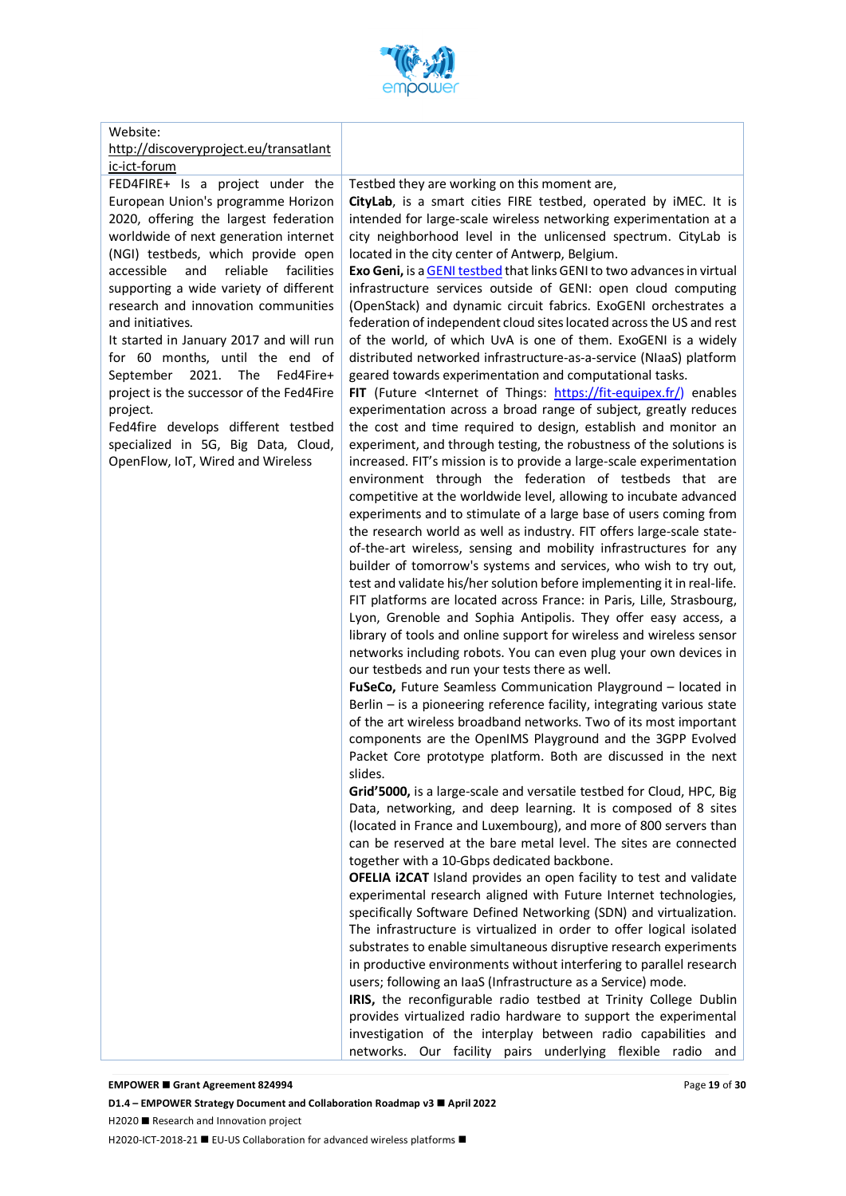| Website: [http://discoveryproject.eu/transatlantic-ict-forum](http://discoveryproject.eu/transatlantic-ict-forum) | |
|---|---|
| FED4FIRE+ Is a project under the European Union's programme Horizon 2020, offering the largest federation worldwide of next generation internet (NGI) testbeds, which provide open accessible and reliable facilities supporting a wide variety of different research and innovation communities and initiatives.<br>It started in January 2017 and will run for 60 months, until the end of September 2021. The Fed4Fire+ project is the successor of the Fed4Fire project.<br>Fed4fire develops different testbed specialized in 5G, Big Data, Cloud, OpenFlow, IoT, Wired and Wireless | Testbed they are working on this moment are,<br>**CityLab**, is a smart cities FIRE testbed, operated by iMEC. It is intended for large-scale wireless networking experimentation at a city neighborhood level in the unlicensed spectrum. CityLab is located in the city center of Antwerp, Belgium.<br>**Exo Geni,** is a [GENI testbed](#) that links GENI to two advances in virtual infrastructure services outside of GENI: open cloud computing (OpenStack) and dynamic circuit fabrics. ExoGENI orchestrates a federation of independent cloud sites located across the US and rest of the world, of which UvA is one of them. ExoGENI is a widely distributed networked infrastructure-as-a-service (NIaaS) platform geared towards experimentation and computational tasks.<br>**FIT** (Future <Internet of Things: [https://fit-equipex.fr/](https://fit-equipex.fr/)) enables experimentation across a broad range of subject, greatly reduces the cost and time required to design, establish and monitor an experiment, and through testing, the robustness of the solutions is increased. FIT's mission is to provide a large-scale experimentation environment through the federation of testbeds that are competitive at the worldwide level, allowing to incubate advanced experiments and to stimulate of a large base of users coming from the research world as well as industry. FIT offers large-scale state-of-the-art wireless, sensing and mobility infrastructures for any builder of tomorrow's systems and services, who wish to try out, test and validate his/her solution before implementing it in real-life. FIT platforms are located across France: in Paris, Lille, Strasbourg, Lyon, Grenoble and Sophia Antipolis. They offer easy access, a library of tools and online support for wireless and wireless sensor networks including robots. You can even plug your own devices in our testbeds and run your tests there as well.<br>**FuSeCo,** Future Seamless Communication Playground – located in Berlin – is a pioneering reference facility, integrating various state of the art wireless broadband networks. Two of its most important components are the OpenIMS Playground and the 3GPP Evolved Packet Core prototype platform. Both are discussed in the next slides.<br>**Grid'5000,** is a large-scale and versatile testbed for Cloud, HPC, Big Data, networking, and deep learning. It is composed of 8 sites (located in France and Luxembourg), and more of 800 servers than can be reserved at the bare metal level. The sites are connected together with a 10-Gbps dedicated backbone.<br>**OFELIA i2CAT** Island provides an open facility to test and validate experimental research aligned with Future Internet technologies, specifically Software Defined Networking (SDN) and virtualization. The infrastructure is virtualized in order to offer logical isolated substrates to enable simultaneous disruptive research experiments in productive environments without interfering to parallel research users; following an IaaS (Infrastructure as a Service) mode.<br>**IRIS,** the reconfigurable radio testbed at Trinity College Dublin provides virtualized radio hardware to support the experimental investigation of the interplay between radio capabilities and networks. Our facility pairs underlying flexible radio and |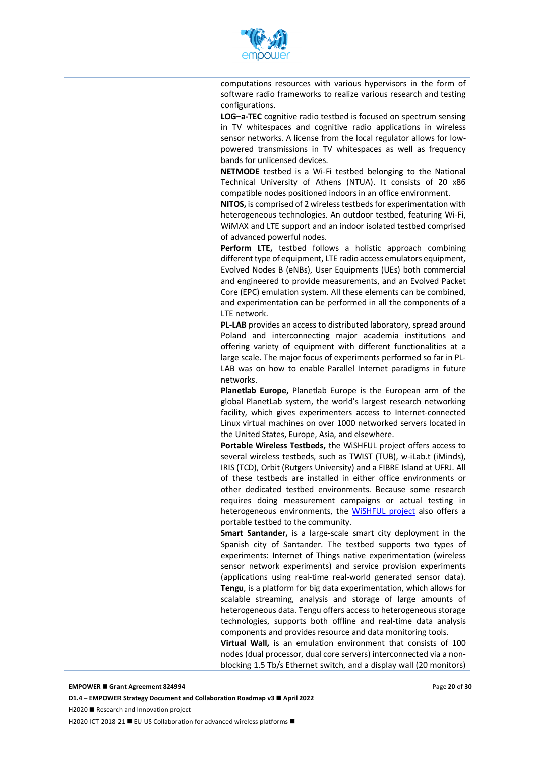| | |
|---|---|
| | computations resources with various hypervisors in the form of software radio frameworks to realize various research and testing configurations.<br>**LOG–a-TEC** cognitive radio testbed is focused on spectrum sensing in TV whitespaces and cognitive radio applications in wireless sensor networks. A license from the local regulator allows for low-powered transmissions in TV whitespaces as well as frequency bands for unlicensed devices.<br>**NETMODE** testbed is a Wi-Fi testbed belonging to the National Technical University of Athens (NTUA). It consists of 20 x86 compatible nodes positioned indoors in an office environment.<br>**NITOS,** is comprised of 2 wireless testbeds for experimentation with heterogeneous technologies. An outdoor testbed, featuring Wi-Fi, WiMAX and LTE support and an indoor isolated testbed comprised of advanced powerful nodes.<br>**Perform LTE,** testbed follows a holistic approach combining different type of equipment, LTE radio access emulators equipment, Evolved Nodes B (eNBs), User Equipments (UEs) both commercial and engineered to provide measurements, and an Evolved Packet Core (EPC) emulation system. All these elements can be combined, and experimentation can be performed in all the components of a LTE network.<br>**PL-LAB** provides an access to distributed laboratory, spread around Poland and interconnecting major academia institutions and offering variety of equipment with different functionalities at a large scale. The major focus of experiments performed so far in PL-LAB was on how to enable Parallel Internet paradigms in future networks.<br>**Planetlab Europe,** Planetlab Europe is the European arm of the global PlanetLab system, the world's largest research networking facility, which gives experimenters access to Internet-connected Linux virtual machines on over 1000 networked servers located in the United States, Europe, Asia, and elsewhere.<br>**Portable Wireless Testbeds,** the WiSHFUL project offers access to several wireless testbeds, such as TWIST (TUB), w-iLab.t (iMinds), IRIS (TCD), Orbit (Rutgers University) and a FIBRE Island at UFRJ. All of these testbeds are installed in either office environments or other dedicated testbed environments. Because some research requires doing measurement campaigns or actual testing in heterogeneous environments, the WiSHFUL project also offers a portable testbed to the community.<br>**Smart Santander,** is a large-scale smart city deployment in the Spanish city of Santander. The testbed supports two types of experiments: Internet of Things native experimentation (wireless sensor network experiments) and service provision experiments (applications using real-time real-world generated sensor data).<br>**Tengu**, is a platform for big data experimentation, which allows for scalable streaming, analysis and storage of large amounts of heterogeneous data. Tengu offers access to heterogeneous storage technologies, supports both offline and real-time data analysis components and provides resource and data monitoring tools.<br>**Virtual Wall,** is an emulation environment that consists of 100 nodes (dual processor, dual core servers) interconnected via a non-blocking 1.5 Tb/s Ethernet switch, and a display wall (20 monitors) |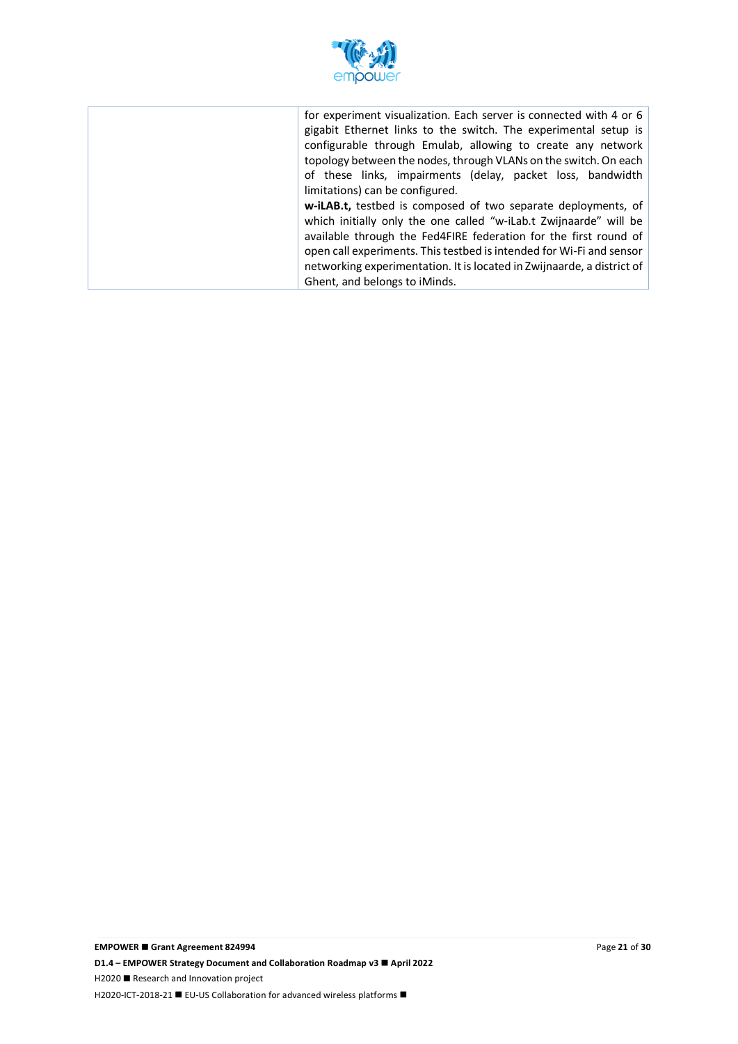| | |
|---|---|
| | for experiment visualization. Each server is connected with 4 or 6 gigabit Ethernet links to the switch. The experimental setup is configurable through Emulab, allowing to create any network topology between the nodes, through VLANs on the switch. On each of these links, impairments (delay, packet loss, bandwidth limitations) can be configured.<br>**w-iLAB.t,** testbed is composed of two separate deployments, of which initially only the one called "w-iLab.t Zwijnaarde" will be available through the Fed4FIRE federation for the first round of open call experiments. This testbed is intended for Wi-Fi and sensor networking experimentation. It is located in Zwijnaarde, a district of Ghent, and belongs to iMinds. |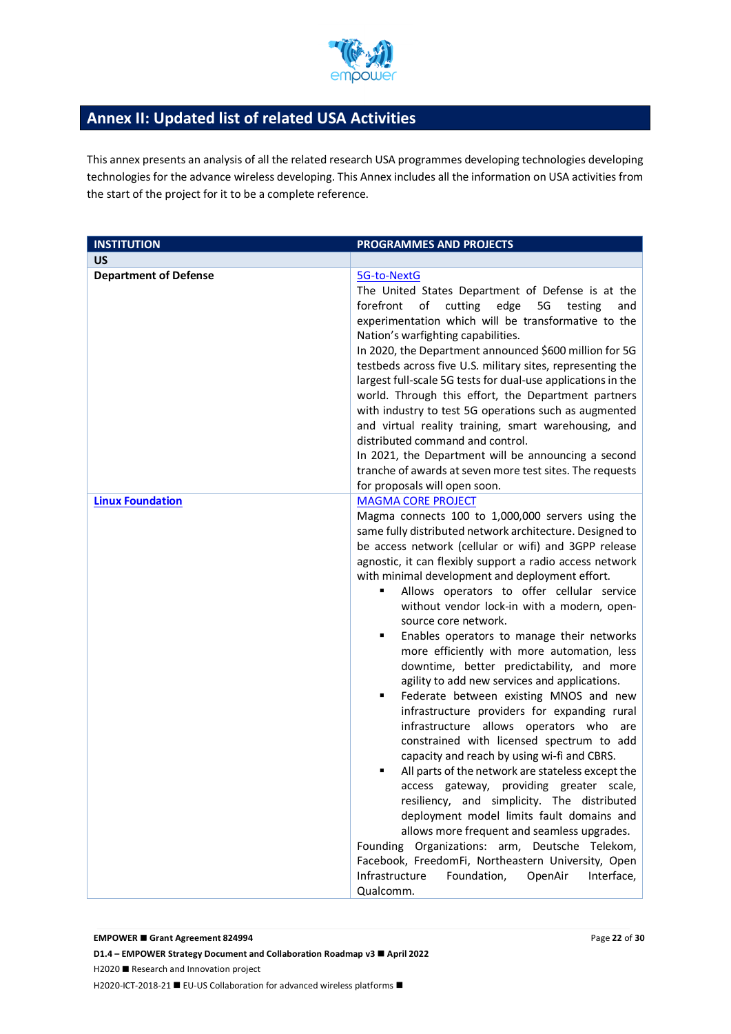## Annex II: Updated list of related USA Activities

This annex presents an analysis of all the related research USA programmes developing technologies developing technologies for the advance wireless developing. This Annex includes all the information on USA activities from the start of the project for it to be a complete reference.

| INSTITUTION | PROGRAMMES AND PROJECTS |
|---|---|
| **US** | |
| **Department of Defense** | 5G-to-NextG<br>The United States Department of Defense is at the forefront of cutting edge 5G testing and experimentation which will be transformative to the Nation's warfighting capabilities.<br>In 2020, the Department announced $600 million for 5G testbeds across five U.S. military sites, representing the largest full-scale 5G tests for dual-use applications in the world. Through this effort, the Department partners with industry to test 5G operations such as augmented and virtual reality training, smart warehousing, and distributed command and control.<br>In 2021, the Department will be announcing a second tranche of awards at seven more test sites. The requests for proposals will open soon. |
| **Linux Foundation** | MAGMA CORE PROJECT<br>Magma connects 100 to 1,000,000 servers using the same fully distributed network architecture. Designed to be access network (cellular or wifi) and 3GPP release agnostic, it can flexibly support a radio access network with minimal development and deployment effort.<br>▪ Allows operators to offer cellular service without vendor lock-in with a modern, open-source core network.<br>▪ Enables operators to manage their networks more efficiently with more automation, less downtime, better predictability, and more agility to add new services and applications.<br>▪ Federate between existing MNOS and new infrastructure providers for expanding rural infrastructure allows operators who are constrained with licensed spectrum to add capacity and reach by using wi-fi and CBRS.<br>▪ All parts of the network are stateless except the access gateway, providing greater scale, resiliency, and simplicity. The distributed deployment model limits fault domains and allows more frequent and seamless upgrades.<br>Founding Organizations: arm, Deutsche Telekom, Facebook, FreedomFi, Northeastern University, Open Infrastructure Foundation, OpenAir Interface, Qualcomm. |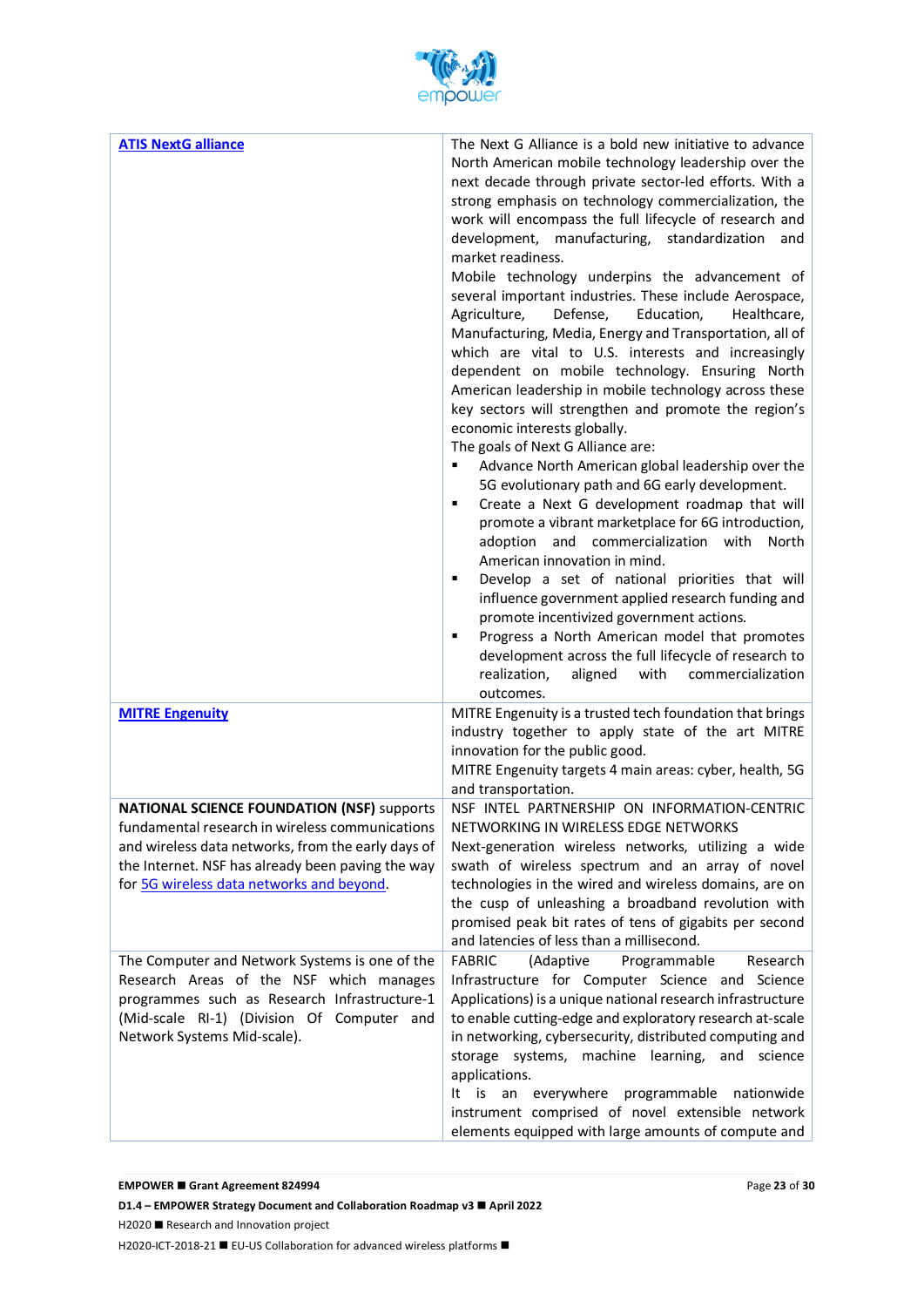| | |
|---|---|
| **ATIS NextG alliance** | The Next G Alliance is a bold new initiative to advance North American mobile technology leadership over the next decade through private sector-led efforts. With a strong emphasis on technology commercialization, the work will encompass the full lifecycle of research and development, manufacturing, standardization and market readiness.<br>Mobile technology underpins the advancement of several important industries. These include Aerospace, Agriculture, Defense, Education, Healthcare, Manufacturing, Media, Energy and Transportation, all of which are vital to U.S. interests and increasingly dependent on mobile technology. Ensuring North American leadership in mobile technology across these key sectors will strengthen and promote the region's economic interests globally.<br>The goals of Next G Alliance are:<br>▪ Advance North American global leadership over the 5G evolutionary path and 6G early development.<br>▪ Create a Next G development roadmap that will promote a vibrant marketplace for 6G introduction, adoption and commercialization with North American innovation in mind.<br>▪ Develop a set of national priorities that will influence government applied research funding and promote incentivized government actions.<br>▪ Progress a North American model that promotes development across the full lifecycle of research to realization, aligned with commercialization outcomes. |
| **MITRE Engenuity** | MITRE Engenuity is a trusted tech foundation that brings industry together to apply state of the art MITRE innovation for the public good.<br>MITRE Engenuity targets 4 main areas: cyber, health, 5G and transportation. |
| **NATIONAL SCIENCE FOUNDATION (NSF)** supports fundamental research in wireless communications and wireless data networks, from the early days of the Internet. NSF has already been paving the way for 5G wireless data networks and beyond. | NSF INTEL PARTNERSHIP ON INFORMATION-CENTRIC NETWORKING IN WIRELESS EDGE NETWORKS<br>Next-generation wireless networks, utilizing a wide swath of wireless spectrum and an array of novel technologies in the wired and wireless domains, are on the cusp of unleashing a broadband revolution with promised peak bit rates of tens of gigabits per second and latencies of less than a millisecond. |
| The Computer and Network Systems is one of the Research Areas of the NSF which manages programmes such as Research Infrastructure-1 (Mid-scale RI-1) (Division Of Computer and Network Systems Mid-scale). | FABRIC (Adaptive Programmable Research Infrastructure for Computer Science and Science Applications) is a unique national research infrastructure to enable cutting-edge and exploratory research at-scale in networking, cybersecurity, distributed computing and storage systems, machine learning, and science applications.<br>It is an everywhere programmable nationwide instrument comprised of novel extensible network elements equipped with large amounts of compute and |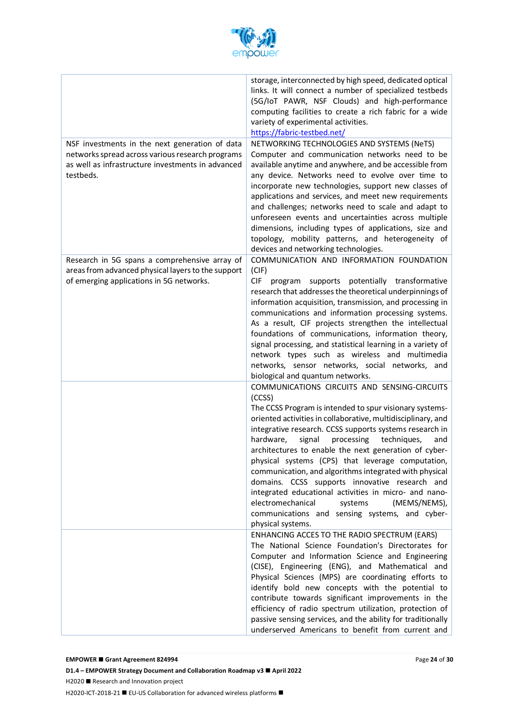| | |
|---|---|
| | storage, interconnected by high speed, dedicated optical links. It will connect a number of specialized testbeds (5G/IoT PAWR, NSF Clouds) and high-performance computing facilities to create a rich fabric for a wide variety of experimental activities. https://fabric-testbed.net/ |
| NSF investments in the next generation of data networks spread across various research programs as well as infrastructure investments in advanced testbeds. | NETWORKING TECHNOLOGIES AND SYSTEMS (NeTS) Computer and communication networks need to be available anytime and anywhere, and be accessible from any device. Networks need to evolve over time to incorporate new technologies, support new classes of applications and services, and meet new requirements and challenges; networks need to scale and adapt to unforeseen events and uncertainties across multiple dimensions, including types of applications, size and topology, mobility patterns, and heterogeneity of devices and networking technologies. |
| Research in 5G spans a comprehensive array of areas from advanced physical layers to the support of emerging applications in 5G networks. | COMMUNICATION AND INFORMATION FOUNDATION (CIF) CIF program supports potentially transformative research that addresses the theoretical underpinnings of information acquisition, transmission, and processing in communications and information processing systems. As a result, CIF projects strengthen the intellectual foundations of communications, information theory, signal processing, and statistical learning in a variety of network types such as wireless and multimedia networks, sensor networks, social networks, and biological and quantum networks. |
| | COMMUNICATIONS CIRCUITS AND SENSING-CIRCUITS (CCSS) The CCSS Program is intended to spur visionary systems-oriented activities in collaborative, multidisciplinary, and integrative research. CCSS supports systems research in hardware, signal processing techniques, and architectures to enable the next generation of cyber-physical systems (CPS) that leverage computation, communication, and algorithms integrated with physical domains. CCSS supports innovative research and integrated educational activities in micro- and nano-electromechanical systems (MEMS/NEMS), communications and sensing systems, and cyber-physical systems. |
| | ENHANCING ACCES TO THE RADIO SPECTRUM (EARS) The National Science Foundation's Directorates for Computer and Information Science and Engineering (CISE), Engineering (ENG), and Mathematical and Physical Sciences (MPS) are coordinating efforts to identify bold new concepts with the potential to contribute towards significant improvements in the efficiency of radio spectrum utilization, protection of passive sensing services, and the ability for traditionally underserved Americans to benefit from current and |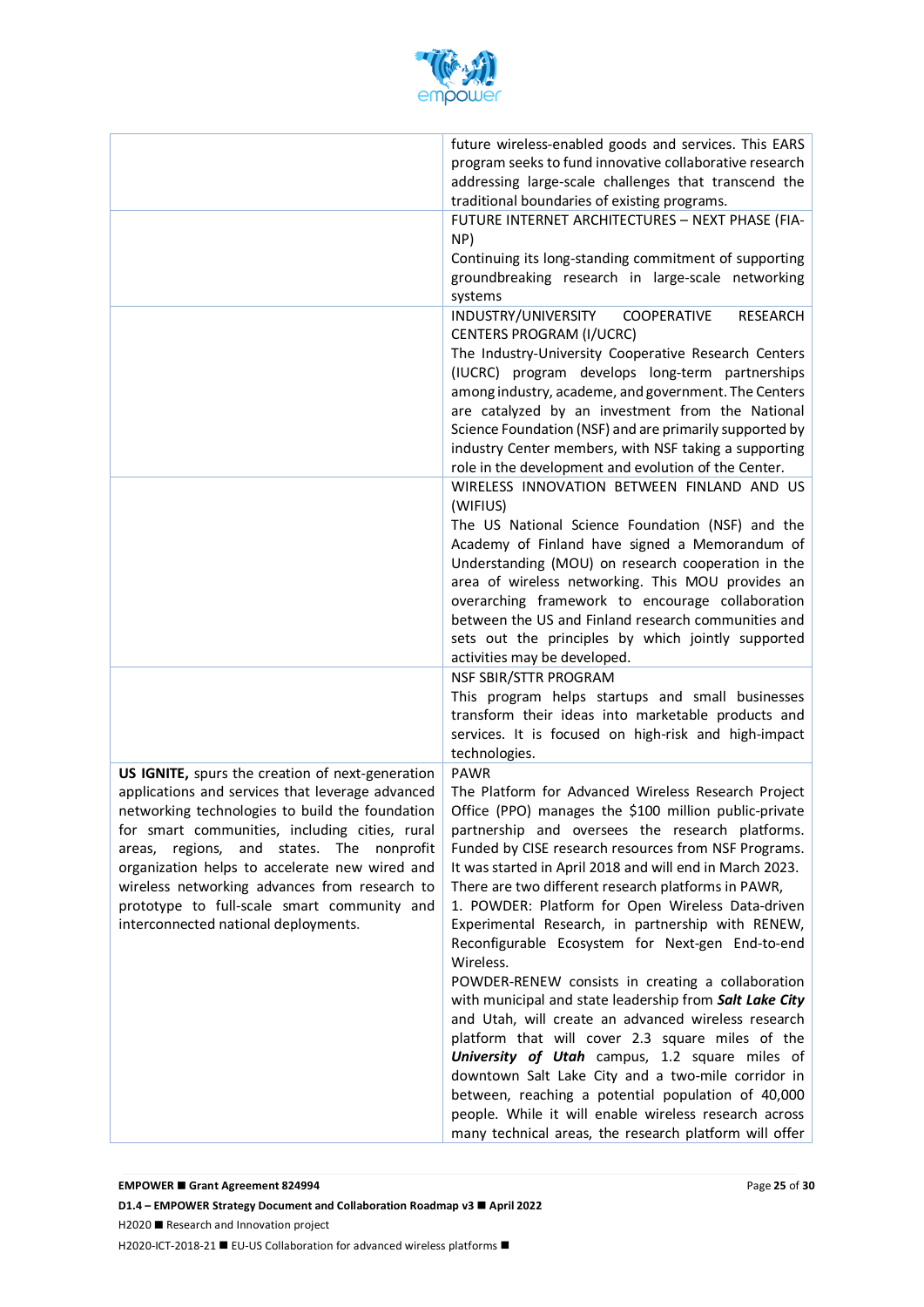| | |
|---|---|
| | future wireless-enabled goods and services. This EARS program seeks to fund innovative collaborative research addressing large-scale challenges that transcend the traditional boundaries of existing programs. |
| | FUTURE INTERNET ARCHITECTURES – NEXT PHASE (FIA-NP)<br>Continuing its long-standing commitment of supporting groundbreaking research in large-scale networking systems |
| | INDUSTRY/UNIVERSITY COOPERATIVE RESEARCH CENTERS PROGRAM (I/UCRC)<br>The Industry-University Cooperative Research Centers (IUCRC) program develops long-term partnerships among industry, academe, and government. The Centers are catalyzed by an investment from the National Science Foundation (NSF) and are primarily supported by industry Center members, with NSF taking a supporting role in the development and evolution of the Center. |
| | WIRELESS INNOVATION BETWEEN FINLAND AND US (WIFIUS)<br>The US National Science Foundation (NSF) and the Academy of Finland have signed a Memorandum of Understanding (MOU) on research cooperation in the area of wireless networking. This MOU provides an overarching framework to encourage collaboration between the US and Finland research communities and sets out the principles by which jointly supported activities may be developed. |
| | NSF SBIR/STTR PROGRAM<br>This program helps startups and small businesses transform their ideas into marketable products and services. It is focused on high-risk and high-impact technologies. |
| **US IGNITE,** spurs the creation of next-generation applications and services that leverage advanced networking technologies to build the foundation for smart communities, including cities, rural areas, regions, and states. The nonprofit organization helps to accelerate new wired and wireless networking advances from research to prototype to full-scale smart community and interconnected national deployments. | PAWR<br>The Platform for Advanced Wireless Research Project Office (PPO) manages the $100 million public-private partnership and oversees the research platforms. Funded by CISE research resources from NSF Programs. It was started in April 2018 and will end in March 2023. There are two different research platforms in PAWR,<br>1. POWDER: Platform for Open Wireless Data-driven Experimental Research, in partnership with RENEW, Reconfigurable Ecosystem for Next-gen End-to-end Wireless.<br>POWDER-RENEW consists in creating a collaboration with municipal and state leadership from ***Salt Lake City*** and Utah, will create an advanced wireless research platform that will cover 2.3 square miles of the ***University of Utah*** campus, 1.2 square miles of downtown Salt Lake City and a two-mile corridor in between, reaching a potential population of 40,000 people. While it will enable wireless research across many technical areas, the research platform will offer |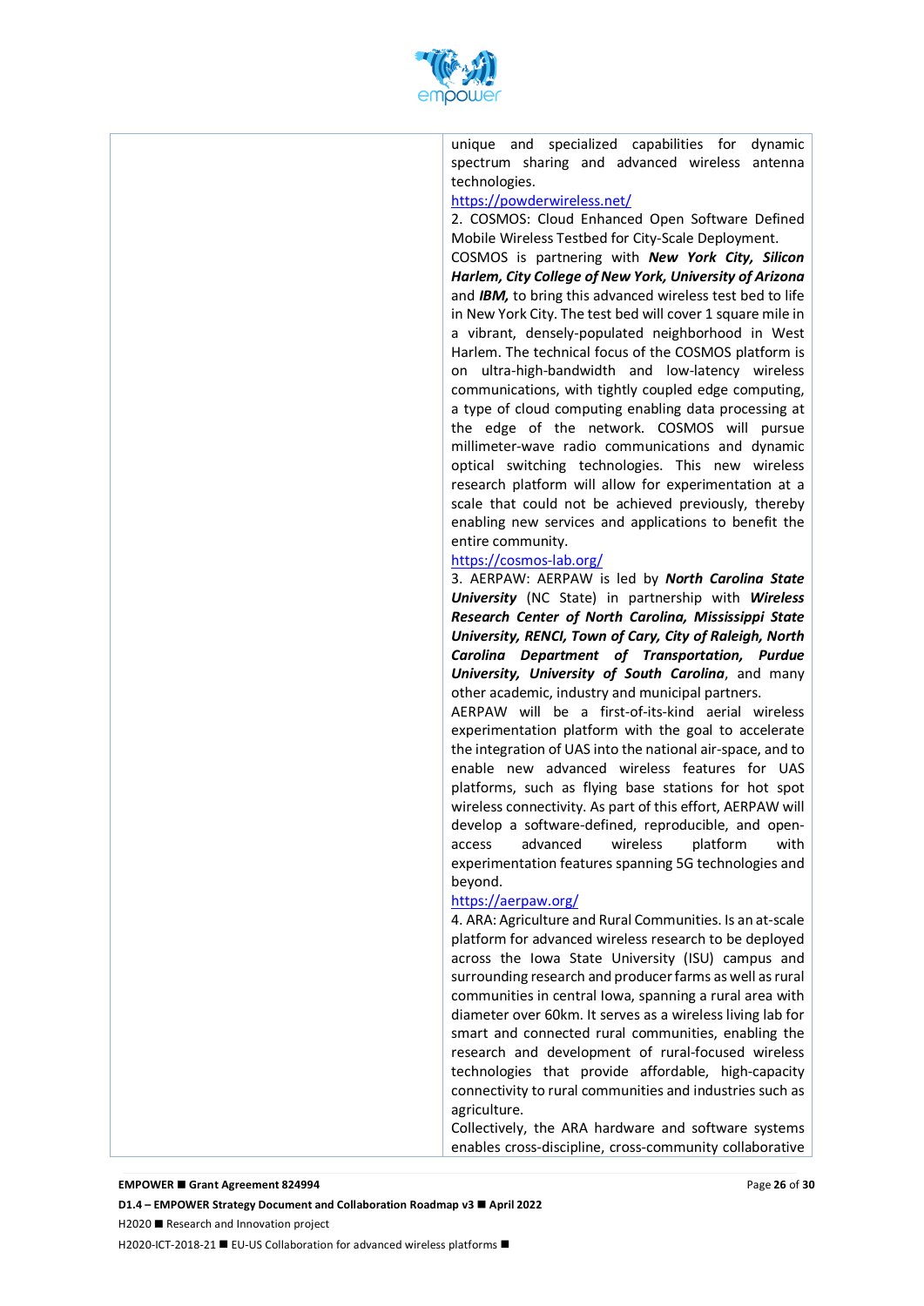| | unique and specialized capabilities for dynamic spectrum sharing and advanced wireless antenna technologies.<br>https://powderwireless.net/<br>2. COSMOS: Cloud Enhanced Open Software Defined Mobile Wireless Testbed for City-Scale Deployment. COSMOS is partnering with ***New York City, Silicon Harlem, City College of New York, University of Arizona*** and ***IBM,*** to bring this advanced wireless test bed to life in New York City. The test bed will cover 1 square mile in a vibrant, densely-populated neighborhood in West Harlem. The technical focus of the COSMOS platform is on ultra-high-bandwidth and low-latency wireless communications, with tightly coupled edge computing, a type of cloud computing enabling data processing at the edge of the network. COSMOS will pursue millimeter-wave radio communications and dynamic optical switching technologies. This new wireless research platform will allow for experimentation at a scale that could not be achieved previously, thereby enabling new services and applications to benefit the entire community.<br>https://cosmos-lab.org/<br>3. AERPAW: AERPAW is led by ***North Carolina State University*** (NC State) in partnership with ***Wireless Research Center of North Carolina, Mississippi State University, RENCI, Town of Cary, City of Raleigh, North Carolina Department of Transportation, Purdue University, University of South Carolina***, and many other academic, industry and municipal partners.<br>AERPAW will be a first-of-its-kind aerial wireless experimentation platform with the goal to accelerate the integration of UAS into the national air-space, and to enable new advanced wireless features for UAS platforms, such as flying base stations for hot spot wireless connectivity. As part of this effort, AERPAW will develop a software-defined, reproducible, and open-access advanced wireless platform with experimentation features spanning 5G technologies and beyond.<br>https://aerpaw.org/<br>4. ARA: Agriculture and Rural Communities. Is an at-scale platform for advanced wireless research to be deployed across the Iowa State University (ISU) campus and surrounding research and producer farms as well as rural communities in central Iowa, spanning a rural area with diameter over 60km. It serves as a wireless living lab for smart and connected rural communities, enabling the research and development of rural-focused wireless technologies that provide affordable, high-capacity connectivity to rural communities and industries such as agriculture.<br>Collectively, the ARA hardware and software systems enables cross-discipline, cross-community collaborative |
|---|---|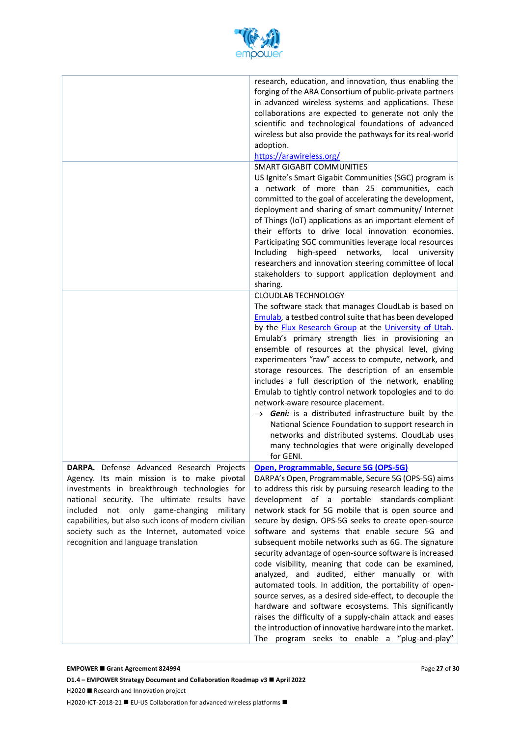| | |
|---|---|
| | research, education, and innovation, thus enabling the forging of the ARA Consortium of public-private partners in advanced wireless systems and applications. These collaborations are expected to generate not only the scientific and technological foundations of advanced wireless but also provide the pathways for its real-world adoption.<br>https://arawireless.org/ |
| | SMART GIGABIT COMMUNITIES<br>US Ignite's Smart Gigabit Communities (SGC) program is a network of more than 25 communities, each committed to the goal of accelerating the development, deployment and sharing of smart community/ Internet of Things (IoT) applications as an important element of their efforts to drive local innovation economies. Participating SGC communities leverage local resources Including high-speed networks, local university researchers and innovation steering committee of local stakeholders to support application deployment and sharing. |
| | CLOUDLAB TECHNOLOGY<br>The software stack that manages CloudLab is based on Emulab, a testbed control suite that has been developed by the Flux Research Group at the University of Utah. Emulab's primary strength lies in provisioning an ensemble of resources at the physical level, giving experimenters "raw" access to compute, network, and storage resources. The description of an ensemble includes a full description of the network, enabling Emulab to tightly control network topologies and to do network-aware resource placement.<br>→ ***Geni:*** is a distributed infrastructure built by the National Science Foundation to support research in networks and distributed systems. CloudLab uses many technologies that were originally developed for GENI. |
| **DARPA.** Defense Advanced Research Projects Agency. Its main mission is to make pivotal investments in breakthrough technologies for national security. The ultimate results have included not only game-changing military capabilities, but also such icons of modern civilian society such as the Internet, automated voice recognition and language translation | **Open, Programmable, Secure 5G (OPS-5G)**<br>DARPA's Open, Programmable, Secure 5G (OPS-5G) aims to address this risk by pursuing research leading to the development of a portable standards-compliant network stack for 5G mobile that is open source and secure by design. OPS-5G seeks to create open-source software and systems that enable secure 5G and subsequent mobile networks such as 6G. The signature security advantage of open-source software is increased code visibility, meaning that code can be examined, analyzed, and audited, either manually or with automated tools. In addition, the portability of open-source serves, as a desired side-effect, to decouple the hardware and software ecosystems. This significantly raises the difficulty of a supply-chain attack and eases the introduction of innovative hardware into the market. The program seeks to enable a "plug-and-play" |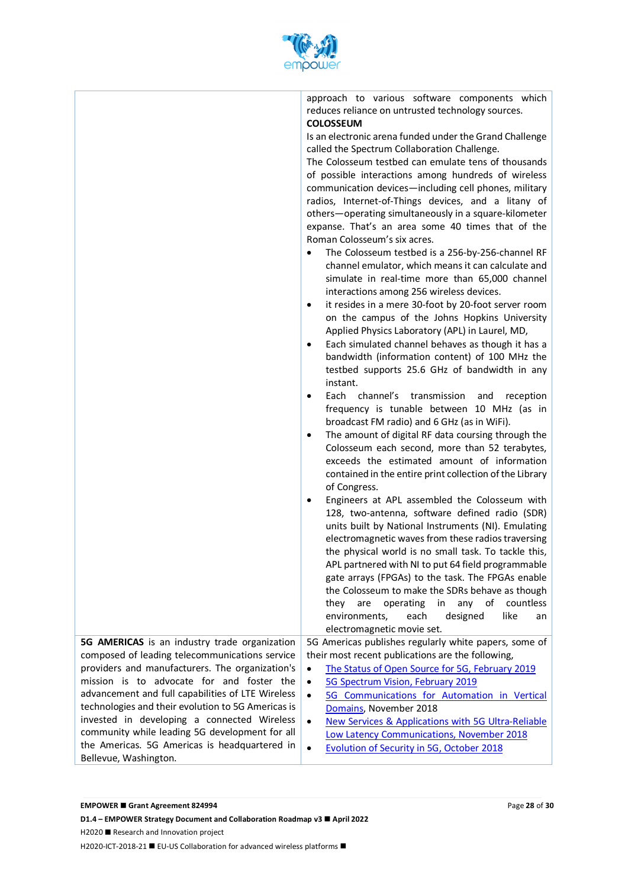| | |
|---|---|
| | approach to various software components which reduces reliance on untrusted technology sources.<br>**COLOSSEUM**<br>Is an electronic arena funded under the Grand Challenge called the Spectrum Collaboration Challenge.<br>The Colosseum testbed can emulate tens of thousands of possible interactions among hundreds of wireless communication devices—including cell phones, military radios, Internet-of-Things devices, and a litany of others—operating simultaneously in a square-kilometer expanse. That's an area some 40 times that of the Roman Colosseum's six acres.<br>• The Colosseum testbed is a 256-by-256-channel RF channel emulator, which means it can calculate and simulate in real-time more than 65,000 channel interactions among 256 wireless devices.<br>• it resides in a mere 30-foot by 20-foot server room on the campus of the Johns Hopkins University Applied Physics Laboratory (APL) in Laurel, MD,<br>• Each simulated channel behaves as though it has a bandwidth (information content) of 100 MHz the testbed supports 25.6 GHz of bandwidth in any instant.<br>• Each channel's transmission and reception frequency is tunable between 10 MHz (as in broadcast FM radio) and 6 GHz (as in WiFi).<br>• The amount of digital RF data coursing through the Colosseum each second, more than 52 terabytes, exceeds the estimated amount of information contained in the entire print collection of the Library of Congress.<br>• Engineers at APL assembled the Colosseum with 128, two-antenna, software defined radio (SDR) units built by National Instruments (NI). Emulating electromagnetic waves from these radios traversing the physical world is no small task. To tackle this, APL partnered with NI to put 64 field programmable gate arrays (FPGAs) to the task. The FPGAs enable the Colosseum to make the SDRs behave as though they are operating in any of countless environments, each designed like an electromagnetic movie set. |
| **5G AMERICAS** is an industry trade organization composed of leading telecommunications service providers and manufacturers. The organization's mission is to advocate for and foster the advancement and full capabilities of LTE Wireless technologies and their evolution to 5G Americas is invested in developing a connected Wireless community while leading 5G development for all the Americas. 5G Americas is headquartered in Bellevue, Washington. | 5G Americas publishes regularly white papers, some of their most recent publications are the following,<br>• The Status of Open Source for 5G, February 2019<br>• 5G Spectrum Vision, February 2019<br>• 5G Communications for Automation in Vertical Domains, November 2018<br>• New Services & Applications with 5G Ultra-Reliable Low Latency Communications, November 2018<br>• Evolution of Security in 5G, October 2018 |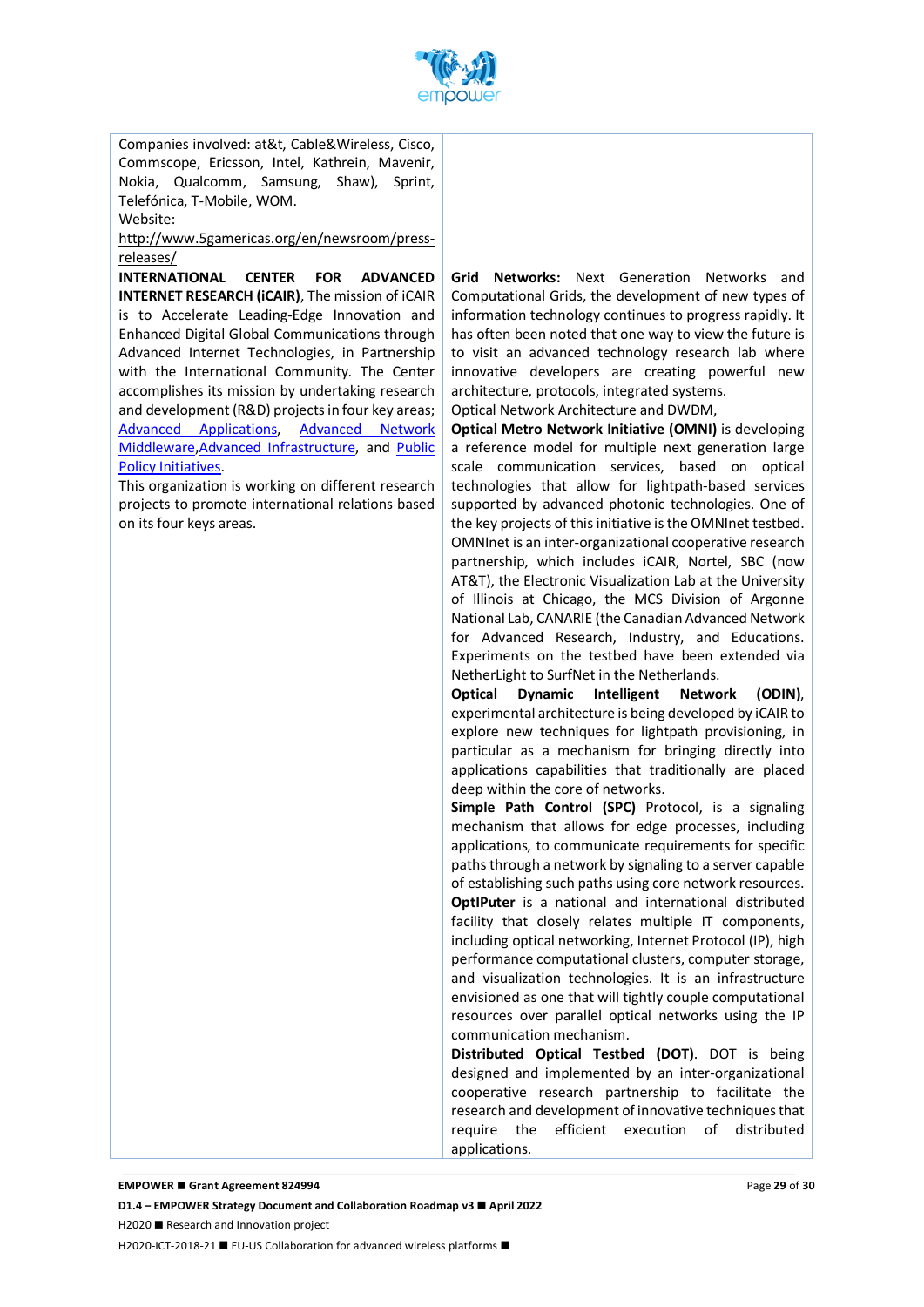| | |
|---|---|
| Companies involved: at&t, Cable&Wireless, Cisco, Commscope, Ericsson, Intel, Kathrein, Mavenir, Nokia, Qualcomm, Samsung, Shaw), Sprint, Telefónica, T-Mobile, WOM.<br>Website:<br>http://www.5gamericas.org/en/newsroom/press-releases/ | |
| **INTERNATIONAL CENTER FOR ADVANCED INTERNET RESEARCH (iCAIR)**, The mission of iCAIR is to Accelerate Leading-Edge Innovation and Enhanced Digital Global Communications through Advanced Internet Technologies, in Partnership with the International Community. The Center accomplishes its mission by undertaking research and development (R&D) projects in four key areas; Advanced Applications, Advanced Network Middleware,Advanced Infrastructure, and Public Policy Initiatives.<br>This organization is working on different research projects to promote international relations based on its four keys areas. | **Grid Networks:** Next Generation Networks and Computational Grids, the development of new types of information technology continues to progress rapidly. It has often been noted that one way to view the future is to visit an advanced technology research lab where innovative developers are creating powerful new architecture, protocols, integrated systems.<br>Optical Network Architecture and DWDM,<br>**Optical Metro Network Initiative (OMNI)** is developing a reference model for multiple next generation large scale communication services, based on optical technologies that allow for lightpath-based services supported by advanced photonic technologies. One of the key projects of this initiative is the OMNInet testbed. OMNInet is an inter-organizational cooperative research partnership, which includes iCAIR, Nortel, SBC (now AT&T), the Electronic Visualization Lab at the University of Illinois at Chicago, the MCS Division of Argonne National Lab, CANARIE (the Canadian Advanced Network for Advanced Research, Industry, and Educations. Experiments on the testbed have been extended via NetherLight to SurfNet in the Netherlands.<br>**Optical Dynamic Intelligent Network (ODIN)**, experimental architecture is being developed by iCAIR to explore new techniques for lightpath provisioning, in particular as a mechanism for bringing directly into applications capabilities that traditionally are placed deep within the core of networks.<br>**Simple Path Control (SPC)** Protocol, is a signaling mechanism that allows for edge processes, including applications, to communicate requirements for specific paths through a network by signaling to a server capable of establishing such paths using core network resources.<br>**OptIPuter** is a national and international distributed facility that closely relates multiple IT components, including optical networking, Internet Protocol (IP), high performance computational clusters, computer storage, and visualization technologies. It is an infrastructure envisioned as one that will tightly couple computational resources over parallel optical networks using the IP communication mechanism.<br>**Distributed Optical Testbed (DOT)**. DOT is being designed and implemented by an inter-organizational cooperative research partnership to facilitate the research and development of innovative techniques that require the efficient execution of distributed applications. |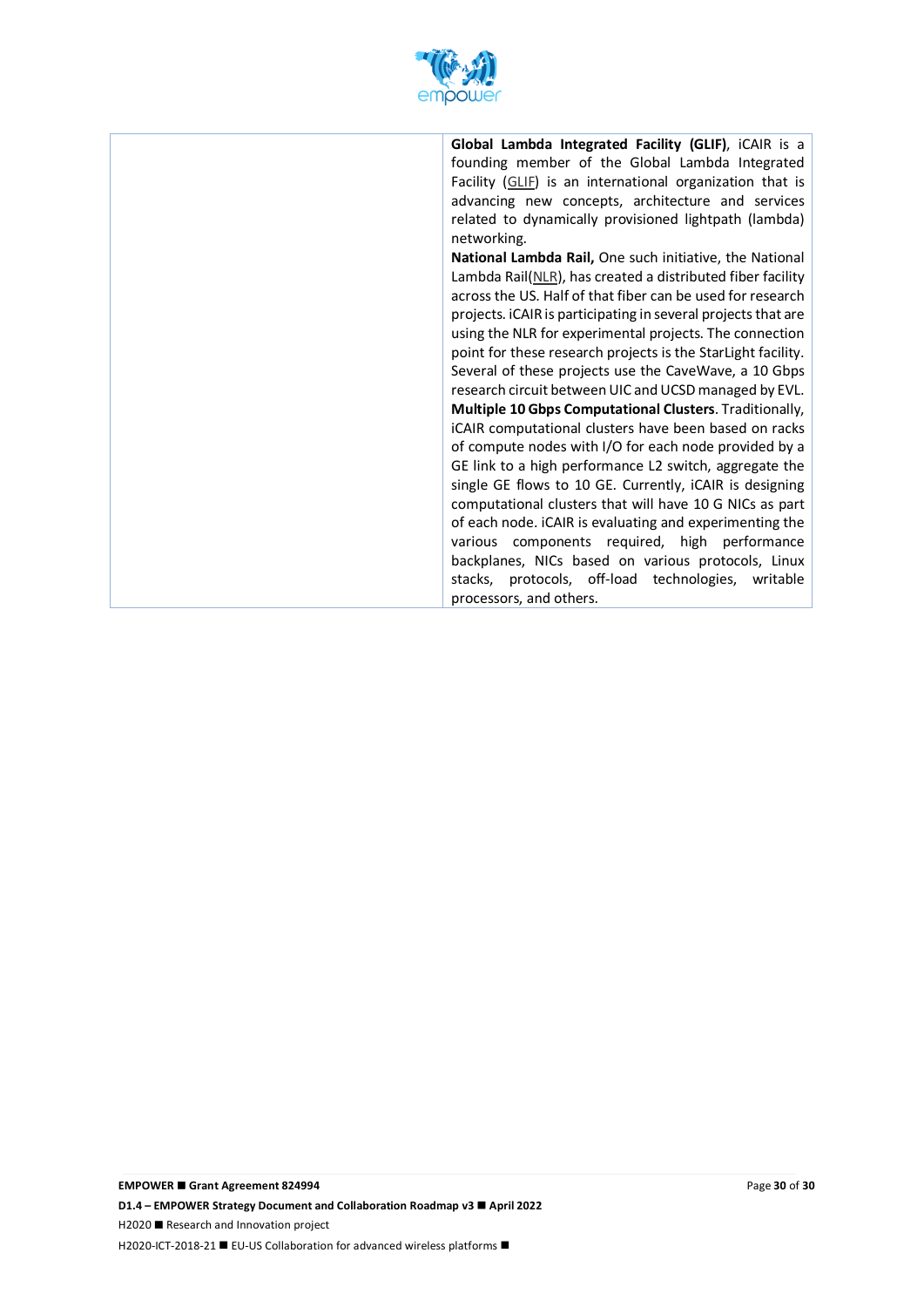| | |
|---|---|
| | **Global Lambda Integrated Facility (GLIF)**, iCAIR is a founding member of the Global Lambda Integrated Facility (GLIF) is an international organization that is advancing new concepts, architecture and services related to dynamically provisioned lightpath (lambda) networking.<br>**National Lambda Rail,** One such initiative, the National Lambda Rail(NLR), has created a distributed fiber facility across the US. Half of that fiber can be used for research projects. iCAIR is participating in several projects that are using the NLR for experimental projects. The connection point for these research projects is the StarLight facility. Several of these projects use the CaveWave, a 10 Gbps research circuit between UIC and UCSD managed by EVL.<br>**Multiple 10 Gbps Computational Clusters**. Traditionally, iCAIR computational clusters have been based on racks of compute nodes with I/O for each node provided by a GE link to a high performance L2 switch, aggregate the single GE flows to 10 GE. Currently, iCAIR is designing computational clusters that will have 10 G NICs as part of each node. iCAIR is evaluating and experimenting the various components required, high performance backplanes, NICs based on various protocols, Linux stacks, protocols, off-load technologies, writable processors, and others. |